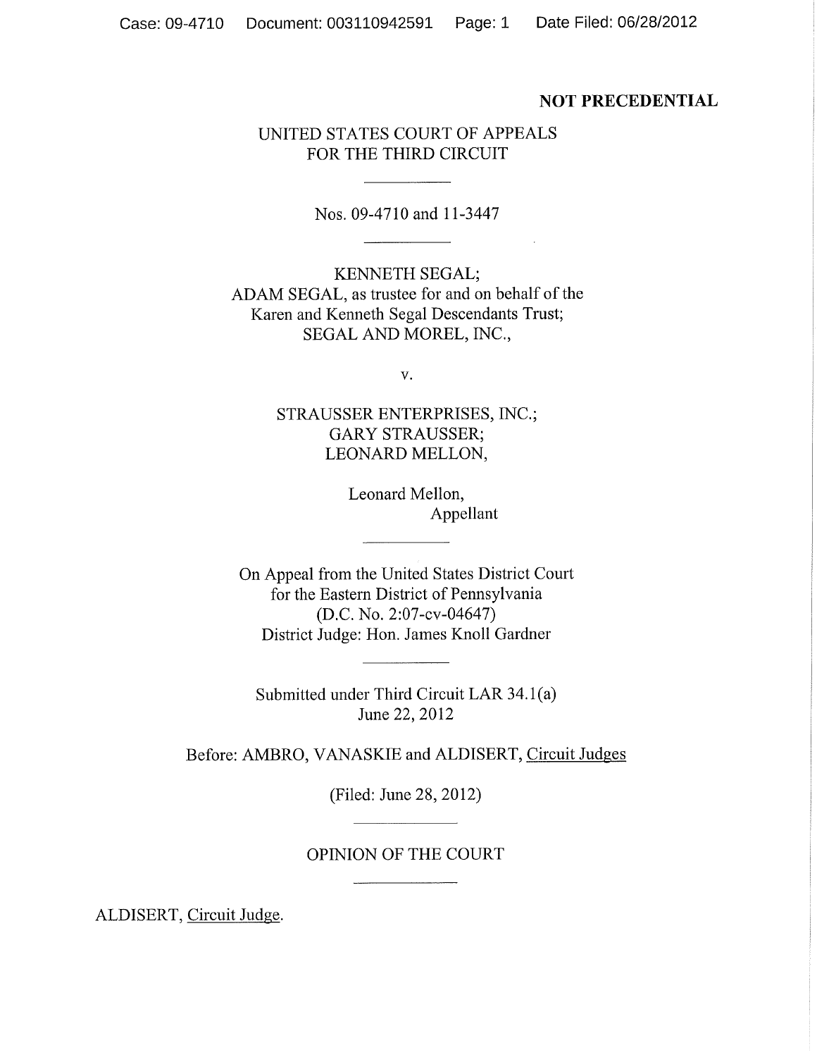**NOT PRECEDENTIAL**

UNITED STATES COURT OF APPEALS
FOR THE THIRD CIRCUIT

---

Nos. 09-4710 and 11-3447

---

KENNETH SEGAL;
ADAM SEGAL, as trustee for and on behalf of the
Karen and Kenneth Segal Descendants Trust;
SEGAL AND MOREL, INC.,

v.

STRAUSSER ENTERPRISES, INC.;
GARY STRAUSSER;
LEONARD MELLON,

Leonard Mellon,
Appellant

---

On Appeal from the United States District Court
for the Eastern District of Pennsylvania
(D.C. No. 2:07-cv-04647)
District Judge: Hon. James Knoll Gardner

---

Submitted under Third Circuit LAR 34.1(a)
June 22, 2012

Before: AMBRO, VANASKIE and ALDISERT, Circuit Judges

(Filed: June 28, 2012)

---

OPINION OF THE COURT

---

ALDISERT, Circuit Judge.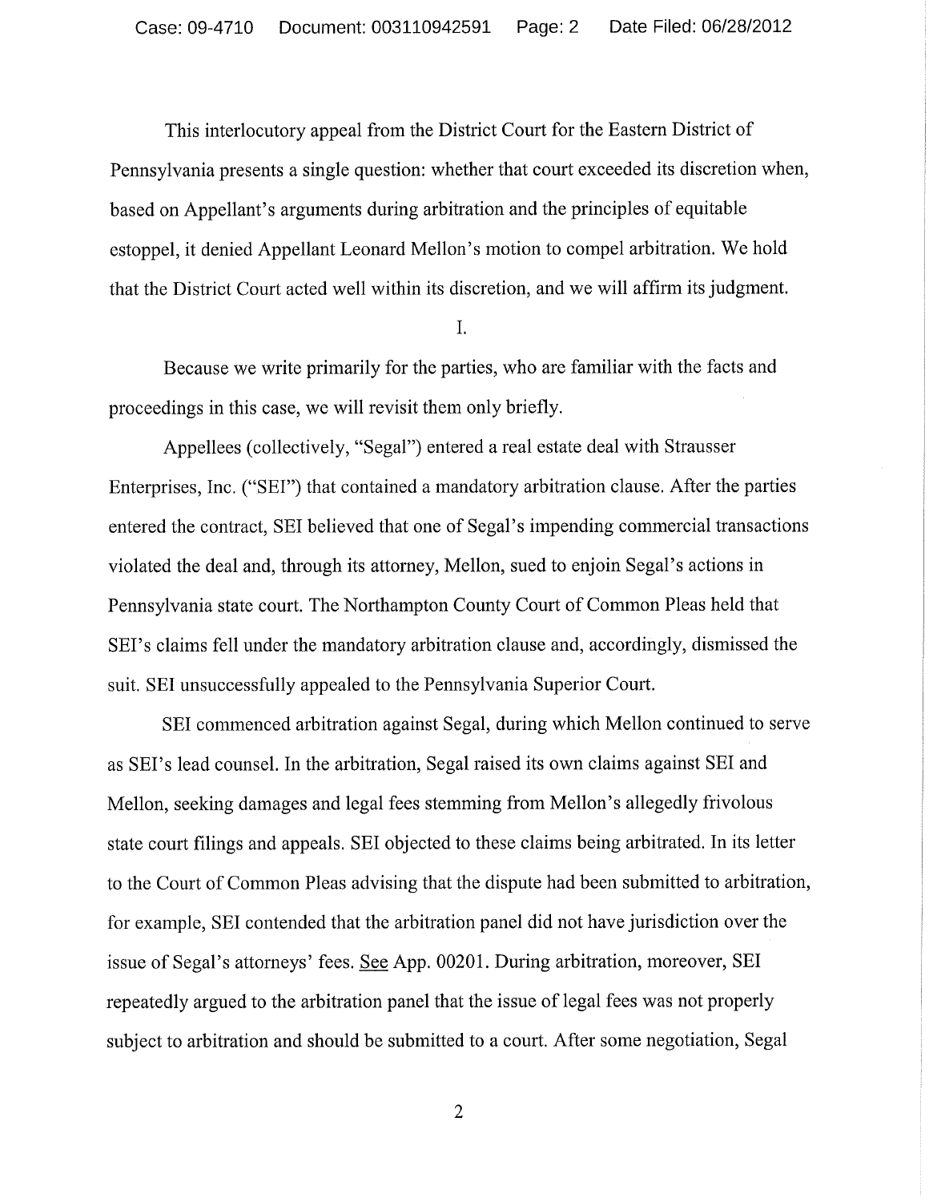This interlocutory appeal from the District Court for the Eastern District of Pennsylvania presents a single question: whether that court exceeded its discretion when, based on Appellant's arguments during arbitration and the principles of equitable estoppel, it denied Appellant Leonard Mellon's motion to compel arbitration. We hold that the District Court acted well within its discretion, and we will affirm its judgment.

I.

Because we write primarily for the parties, who are familiar with the facts and proceedings in this case, we will revisit them only briefly.

Appellees (collectively, "Segal") entered a real estate deal with Strausser Enterprises, Inc. ("SEI") that contained a mandatory arbitration clause. After the parties entered the contract, SEI believed that one of Segal's impending commercial transactions violated the deal and, through its attorney, Mellon, sued to enjoin Segal's actions in Pennsylvania state court. The Northampton County Court of Common Pleas held that SEI's claims fell under the mandatory arbitration clause and, accordingly, dismissed the suit. SEI unsuccessfully appealed to the Pennsylvania Superior Court.

SEI commenced arbitration against Segal, during which Mellon continued to serve as SEI's lead counsel. In the arbitration, Segal raised its own claims against SEI and Mellon, seeking damages and legal fees stemming from Mellon's allegedly frivolous state court filings and appeals. SEI objected to these claims being arbitrated. In its letter to the Court of Common Pleas advising that the dispute had been submitted to arbitration, for example, SEI contended that the arbitration panel did not have jurisdiction over the issue of Segal's attorneys' fees. See App. 00201. During arbitration, moreover, SEI repeatedly argued to the arbitration panel that the issue of legal fees was not properly subject to arbitration and should be submitted to a court. After some negotiation, Segal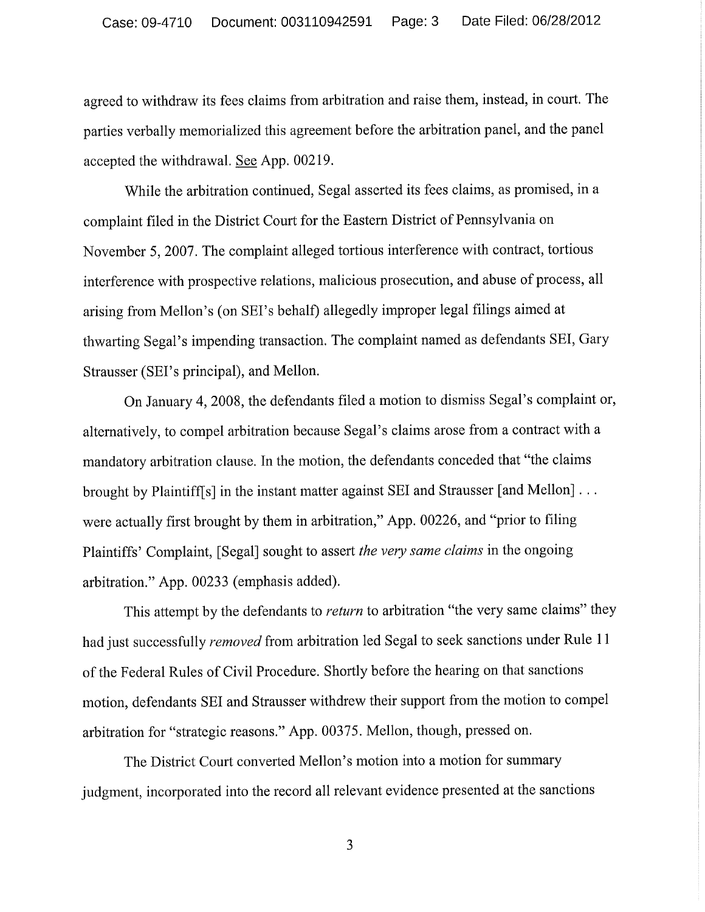agreed to withdraw its fees claims from arbitration and raise them, instead, in court. The parties verbally memorialized this agreement before the arbitration panel, and the panel accepted the withdrawal. See App. 00219.

While the arbitration continued, Segal asserted its fees claims, as promised, in a complaint filed in the District Court for the Eastern District of Pennsylvania on November 5, 2007. The complaint alleged tortious interference with contract, tortious interference with prospective relations, malicious prosecution, and abuse of process, all arising from Mellon's (on SEI's behalf) allegedly improper legal filings aimed at thwarting Segal's impending transaction. The complaint named as defendants SEI, Gary Strausser (SEI's principal), and Mellon.

On January 4, 2008, the defendants filed a motion to dismiss Segal's complaint or, alternatively, to compel arbitration because Segal's claims arose from a contract with a mandatory arbitration clause. In the motion, the defendants conceded that "the claims brought by Plaintiff[s] in the instant matter against SEI and Strausser [and Mellon] . . . were actually first brought by them in arbitration," App. 00226, and "prior to filing Plaintiffs' Complaint, [Segal] sought to assert *the very same claims* in the ongoing arbitration." App. 00233 (emphasis added).

This attempt by the defendants to *return* to arbitration "the very same claims" they had just successfully *removed* from arbitration led Segal to seek sanctions under Rule 11 of the Federal Rules of Civil Procedure. Shortly before the hearing on that sanctions motion, defendants SEI and Strausser withdrew their support from the motion to compel arbitration for "strategic reasons." App. 00375. Mellon, though, pressed on.

The District Court converted Mellon's motion into a motion for summary judgment, incorporated into the record all relevant evidence presented at the sanctions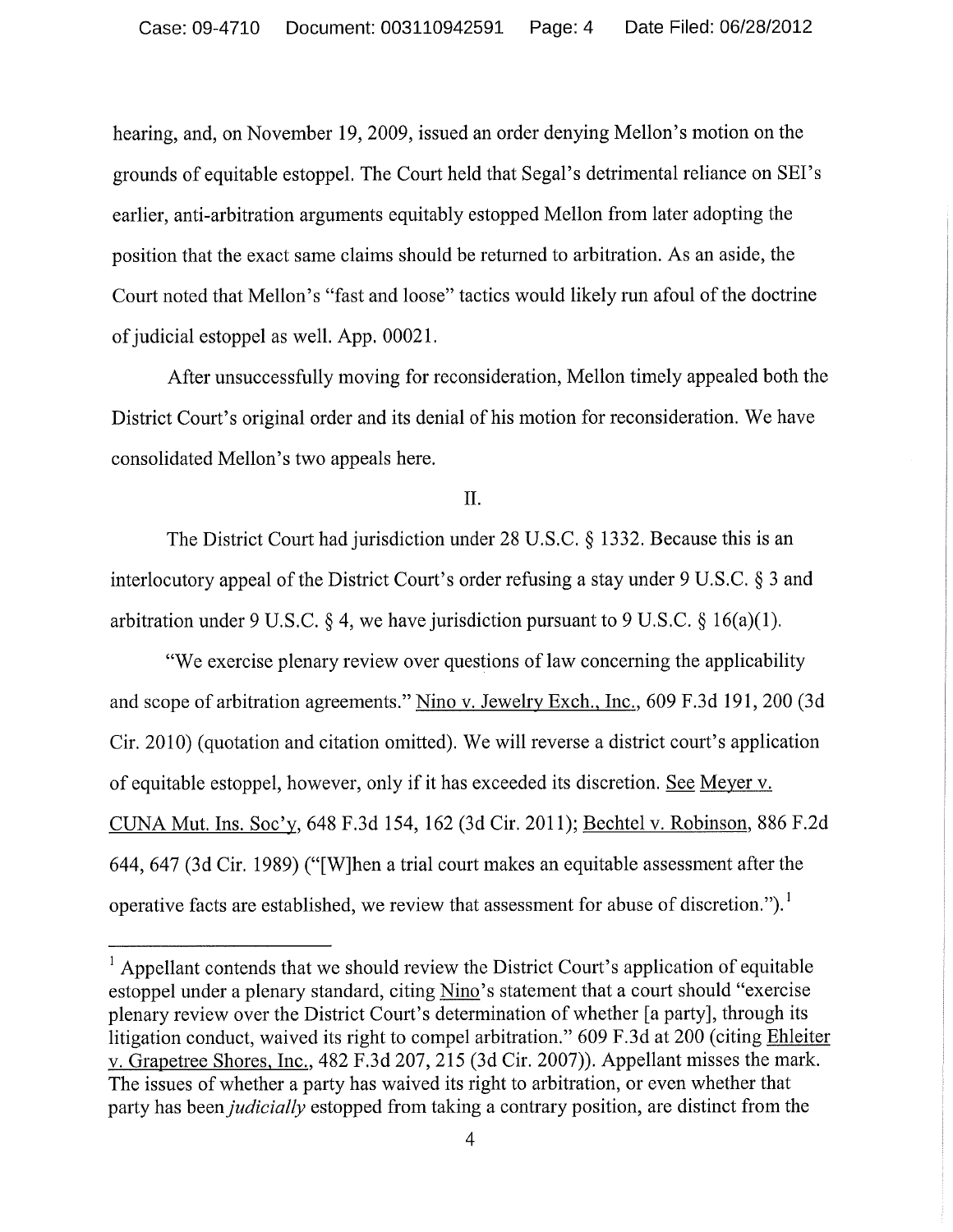hearing, and, on November 19, 2009, issued an order denying Mellon's motion on the grounds of equitable estoppel. The Court held that Segal's detrimental reliance on SEI's earlier, anti-arbitration arguments equitably estopped Mellon from later adopting the position that the exact same claims should be returned to arbitration. As an aside, the Court noted that Mellon's "fast and loose" tactics would likely run afoul of the doctrine of judicial estoppel as well. App. 00021.

After unsuccessfully moving for reconsideration, Mellon timely appealed both the District Court's original order and its denial of his motion for reconsideration. We have consolidated Mellon's two appeals here.

## II.

The District Court had jurisdiction under 28 U.S.C. § 1332. Because this is an interlocutory appeal of the District Court's order refusing a stay under 9 U.S.C. § 3 and arbitration under 9 U.S.C. § 4, we have jurisdiction pursuant to 9 U.S.C. § 16(a)(1).

"We exercise plenary review over questions of law concerning the applicability and scope of arbitration agreements." Nino v. Jewelry Exch., Inc., 609 F.3d 191, 200 (3d Cir. 2010) (quotation and citation omitted). We will reverse a district court's application of equitable estoppel, however, only if it has exceeded its discretion. See Meyer v. CUNA Mut. Ins. Soc'y, 648 F.3d 154, 162 (3d Cir. 2011); Bechtel v. Robinson, 886 F.2d 644, 647 (3d Cir. 1989) ("[W]hen a trial court makes an equitable assessment after the operative facts are established, we review that assessment for abuse of discretion.").[1]

[1] Appellant contends that we should review the District Court's application of equitable estoppel under a plenary standard, citing Nino's statement that a court should "exercise plenary review over the District Court's determination of whether [a party], through its litigation conduct, waived its right to compel arbitration." 609 F.3d at 200 (citing Ehleiter v. Grapetree Shores, Inc., 482 F.3d 207, 215 (3d Cir. 2007)). Appellant misses the mark. The issues of whether a party has waived its right to arbitration, or even whether that party has been *judicially* estopped from taking a contrary position, are distinct from the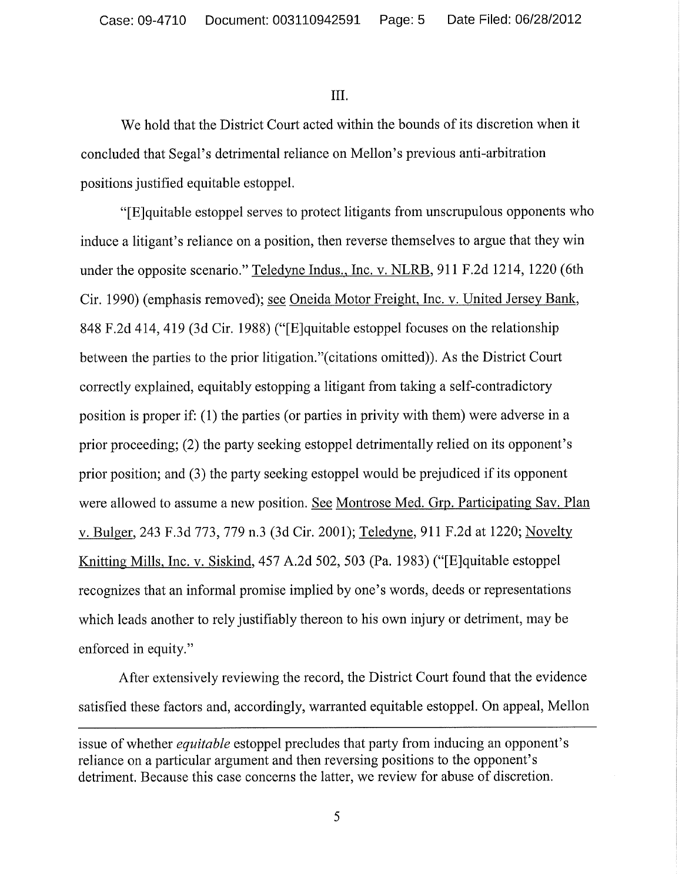III.

We hold that the District Court acted within the bounds of its discretion when it concluded that Segal's detrimental reliance on Mellon's previous anti-arbitration positions justified equitable estoppel.

"[E]quitable estoppel serves to protect litigants from unscrupulous opponents who induce a litigant's reliance on a position, then reverse themselves to argue that they win under the opposite scenario." Teledyne Indus., Inc. v. NLRB, 911 F.2d 1214, 1220 (6th Cir. 1990) (emphasis removed); see Oneida Motor Freight, Inc. v. United Jersey Bank, 848 F.2d 414, 419 (3d Cir. 1988) ("[E]quitable estoppel focuses on the relationship between the parties to the prior litigation."(citations omitted)). As the District Court correctly explained, equitably estopping a litigant from taking a self-contradictory position is proper if: (1) the parties (or parties in privity with them) were adverse in a prior proceeding; (2) the party seeking estoppel detrimentally relied on its opponent's prior position; and (3) the party seeking estoppel would be prejudiced if its opponent were allowed to assume a new position. See Montrose Med. Grp. Participating Sav. Plan v. Bulger, 243 F.3d 773, 779 n.3 (3d Cir. 2001); Teledyne, 911 F.2d at 1220; Novelty Knitting Mills, Inc. v. Siskind, 457 A.2d 502, 503 (Pa. 1983) ("[E]quitable estoppel recognizes that an informal promise implied by one's words, deeds or representations which leads another to rely justifiably thereon to his own injury or detriment, may be enforced in equity."

After extensively reviewing the record, the District Court found that the evidence satisfied these factors and, accordingly, warranted equitable estoppel. On appeal, Mellon

---

issue of whether *equitable* estoppel precludes that party from inducing an opponent's reliance on a particular argument and then reversing positions to the opponent's detriment. Because this case concerns the latter, we review for abuse of discretion.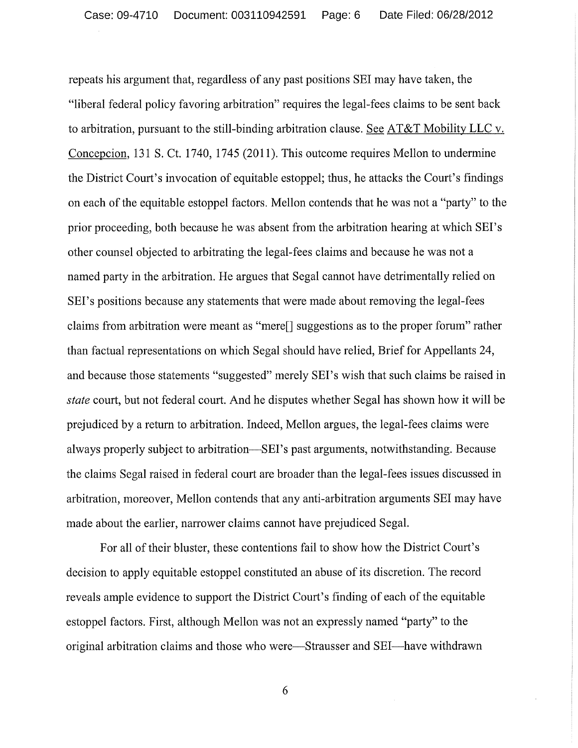repeats his argument that, regardless of any past positions SEI may have taken, the "liberal federal policy favoring arbitration" requires the legal-fees claims to be sent back to arbitration, pursuant to the still-binding arbitration clause. See AT&T Mobility LLC v. Concepcion, 131 S. Ct. 1740, 1745 (2011). This outcome requires Mellon to undermine the District Court's invocation of equitable estoppel; thus, he attacks the Court's findings on each of the equitable estoppel factors. Mellon contends that he was not a "party" to the prior proceeding, both because he was absent from the arbitration hearing at which SEI's other counsel objected to arbitrating the legal-fees claims and because he was not a named party in the arbitration. He argues that Segal cannot have detrimentally relied on SEI's positions because any statements that were made about removing the legal-fees claims from arbitration were meant as "mere[] suggestions as to the proper forum" rather than factual representations on which Segal should have relied, Brief for Appellants 24, and because those statements "suggested" merely SEI's wish that such claims be raised in *state* court, but not federal court. And he disputes whether Segal has shown how it will be prejudiced by a return to arbitration. Indeed, Mellon argues, the legal-fees claims were always properly subject to arbitration—SEI's past arguments, notwithstanding. Because the claims Segal raised in federal court are broader than the legal-fees issues discussed in arbitration, moreover, Mellon contends that any anti-arbitration arguments SEI may have made about the earlier, narrower claims cannot have prejudiced Segal.

For all of their bluster, these contentions fail to show how the District Court's decision to apply equitable estoppel constituted an abuse of its discretion. The record reveals ample evidence to support the District Court's finding of each of the equitable estoppel factors. First, although Mellon was not an expressly named "party" to the original arbitration claims and those who were—Strausser and SEI—have withdrawn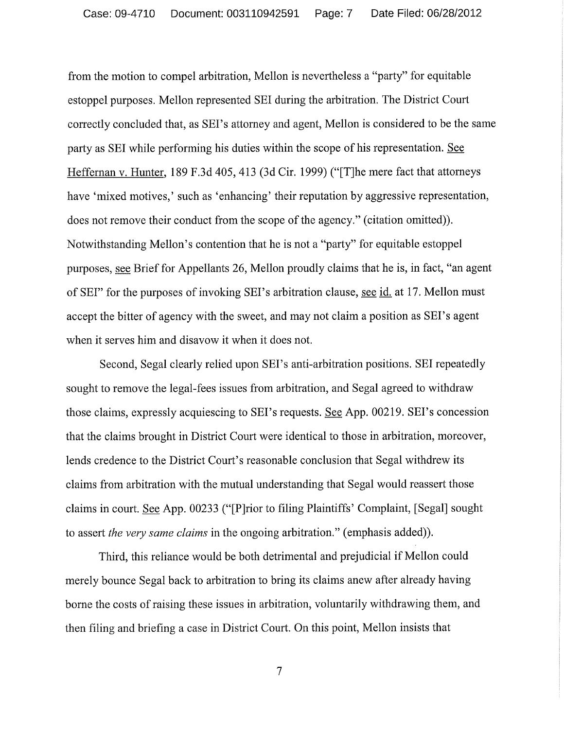from the motion to compel arbitration, Mellon is nevertheless a "party" for equitable estoppel purposes. Mellon represented SEI during the arbitration. The District Court correctly concluded that, as SEI's attorney and agent, Mellon is considered to be the same party as SEI while performing his duties within the scope of his representation. See Heffernan v. Hunter, 189 F.3d 405, 413 (3d Cir. 1999) ("[T]he mere fact that attorneys have 'mixed motives,' such as 'enhancing' their reputation by aggressive representation, does not remove their conduct from the scope of the agency." (citation omitted)). Notwithstanding Mellon's contention that he is not a "party" for equitable estoppel purposes, see Brief for Appellants 26, Mellon proudly claims that he is, in fact, "an agent of SEI" for the purposes of invoking SEI's arbitration clause, see id. at 17. Mellon must accept the bitter of agency with the sweet, and may not claim a position as SEI's agent when it serves him and disavow it when it does not.

Second, Segal clearly relied upon SEI's anti-arbitration positions. SEI repeatedly sought to remove the legal-fees issues from arbitration, and Segal agreed to withdraw those claims, expressly acquiescing to SEI's requests. See App. 00219. SEI's concession that the claims brought in District Court were identical to those in arbitration, moreover, lends credence to the District Court's reasonable conclusion that Segal withdrew its claims from arbitration with the mutual understanding that Segal would reassert those claims in court. See App. 00233 ("[P]rior to filing Plaintiffs' Complaint, [Segal] sought to assert *the very same claims* in the ongoing arbitration." (emphasis added)).

Third, this reliance would be both detrimental and prejudicial if Mellon could merely bounce Segal back to arbitration to bring its claims anew after already having borne the costs of raising these issues in arbitration, voluntarily withdrawing them, and then filing and briefing a case in District Court. On this point, Mellon insists that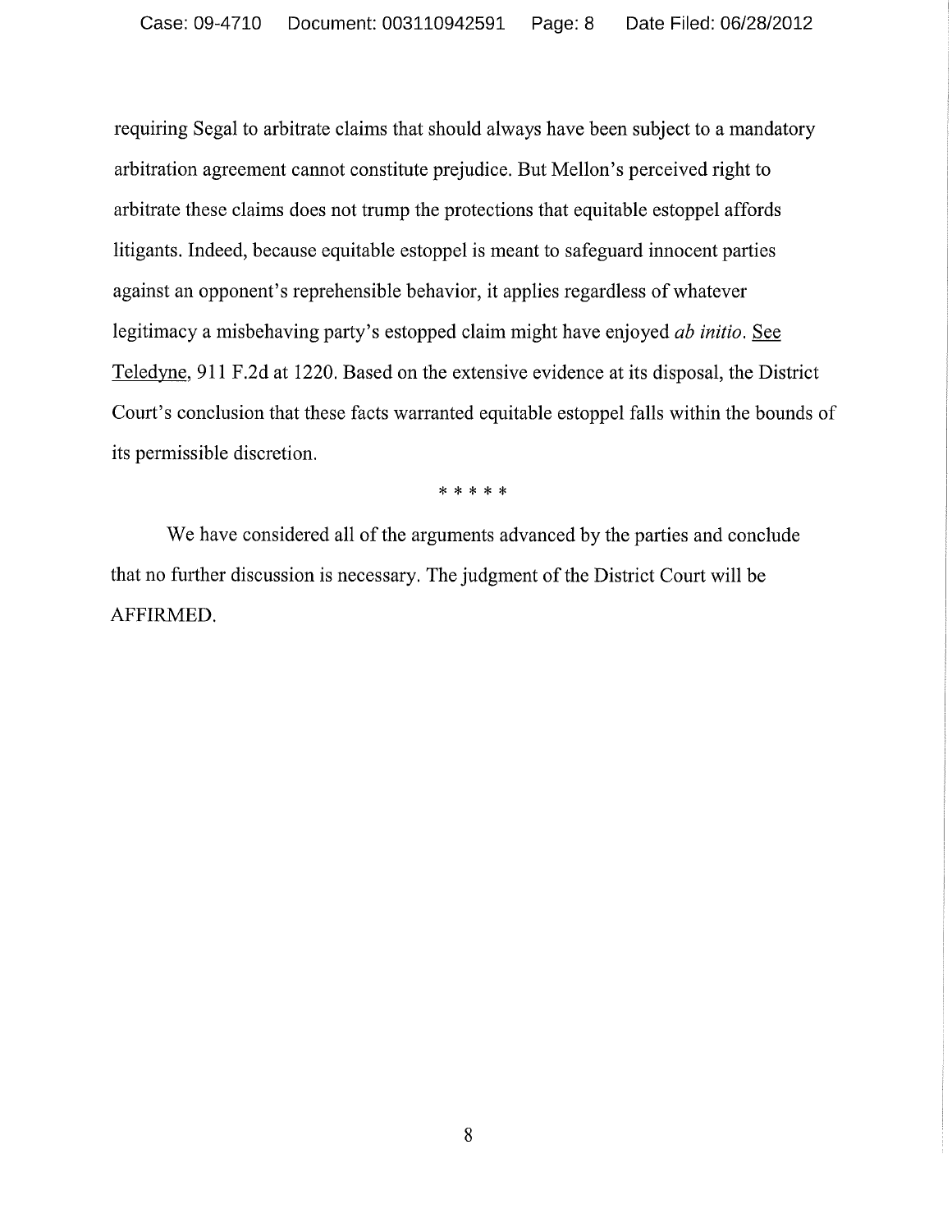requiring Segal to arbitrate claims that should always have been subject to a mandatory arbitration agreement cannot constitute prejudice. But Mellon's perceived right to arbitrate these claims does not trump the protections that equitable estoppel affords litigants. Indeed, because equitable estoppel is meant to safeguard innocent parties against an opponent's reprehensible behavior, it applies regardless of whatever legitimacy a misbehaving party's estopped claim might have enjoyed *ab initio*. See Teledyne, 911 F.2d at 1220. Based on the extensive evidence at its disposal, the District Court's conclusion that these facts warranted equitable estoppel falls within the bounds of its permissible discretion.

\* \* \* \* \*

We have considered all of the arguments advanced by the parties and conclude that no further discussion is necessary. The judgment of the District Court will be AFFIRMED.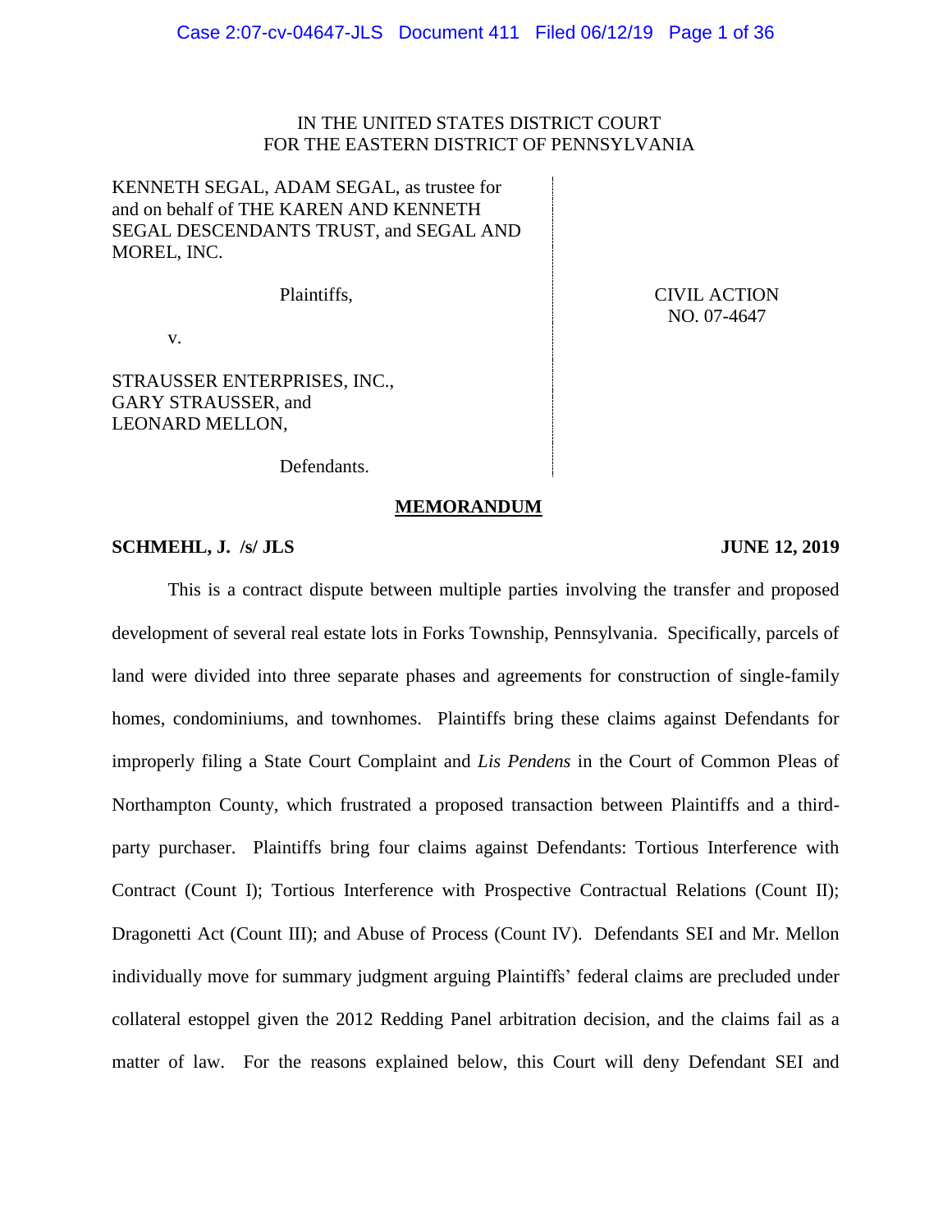IN THE UNITED STATES DISTRICT COURT
FOR THE EASTERN DISTRICT OF PENNSYLVANIA

| | |
|---|---|
| KENNETH SEGAL, ADAM SEGAL, as trustee for and on behalf of THE KAREN AND KENNETH SEGAL DESCENDANTS TRUST, and SEGAL AND MOREL, INC.<br><br>Plaintiffs,<br><br>v.<br><br>STRAUSSER ENTERPRISES, INC., GARY STRAUSSER, and LEONARD MELLON,<br><br>Defendants. | CIVIL ACTION<br>NO. 07-4647 |

## MEMORANDUM

**SCHMEHL, J. /s/ JLS** **JUNE 12, 2019**

This is a contract dispute between multiple parties involving the transfer and proposed development of several real estate lots in Forks Township, Pennsylvania. Specifically, parcels of land were divided into three separate phases and agreements for construction of single-family homes, condominiums, and townhomes. Plaintiffs bring these claims against Defendants for improperly filing a State Court Complaint and *Lis Pendens* in the Court of Common Pleas of Northampton County, which frustrated a proposed transaction between Plaintiffs and a third-party purchaser. Plaintiffs bring four claims against Defendants: Tortious Interference with Contract (Count I); Tortious Interference with Prospective Contractual Relations (Count II); Dragonetti Act (Count III); and Abuse of Process (Count IV). Defendants SEI and Mr. Mellon individually move for summary judgment arguing Plaintiffs' federal claims are precluded under collateral estoppel given the 2012 Redding Panel arbitration decision, and the claims fail as a matter of law. For the reasons explained below, this Court will deny Defendant SEI and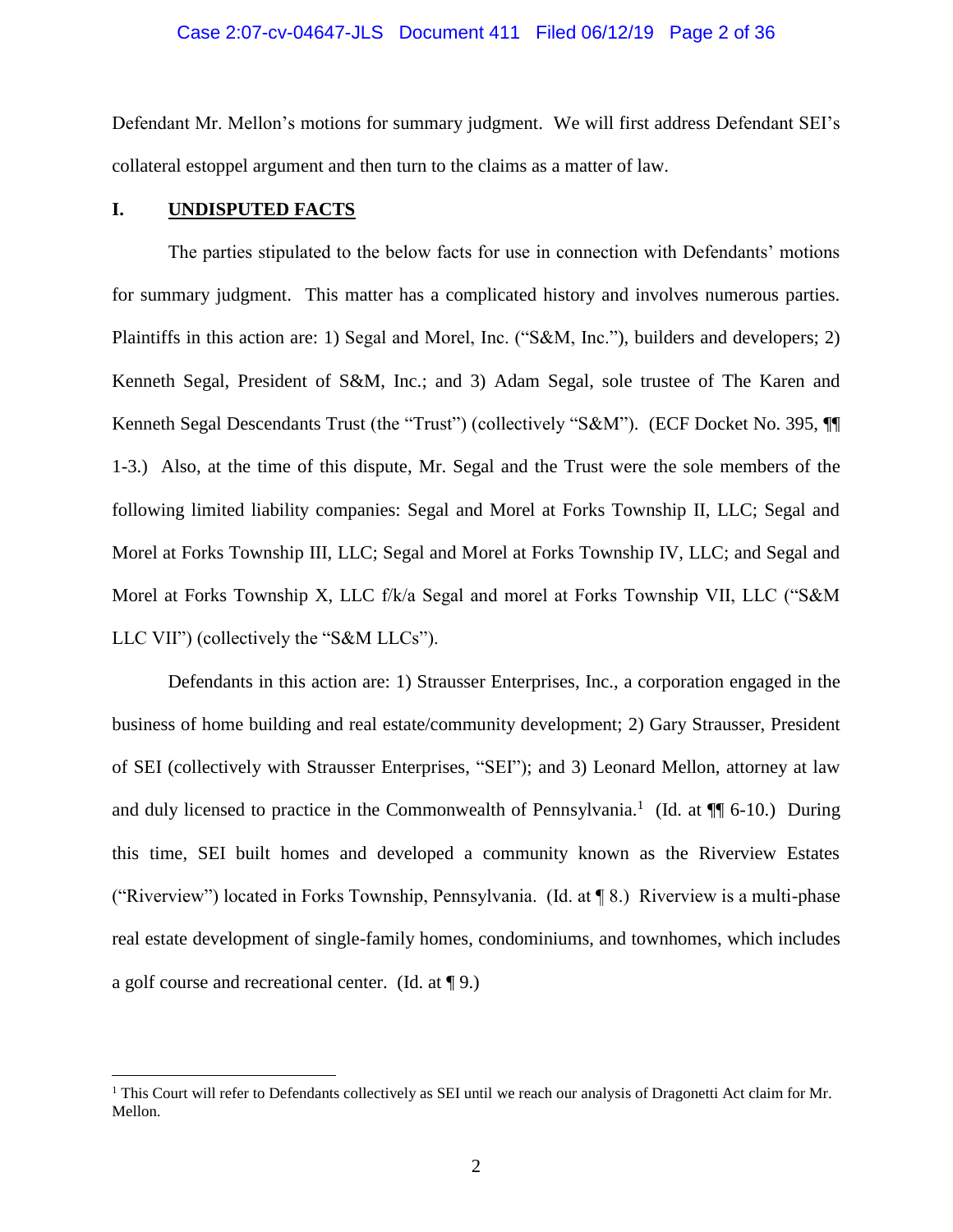Defendant Mr. Mellon's motions for summary judgment. We will first address Defendant SEI's collateral estoppel argument and then turn to the claims as a matter of law.

## I. UNDISPUTED FACTS

The parties stipulated to the below facts for use in connection with Defendants' motions for summary judgment. This matter has a complicated history and involves numerous parties. Plaintiffs in this action are: 1) Segal and Morel, Inc. ("S&M, Inc."), builders and developers; 2) Kenneth Segal, President of S&M, Inc.; and 3) Adam Segal, sole trustee of The Karen and Kenneth Segal Descendants Trust (the "Trust") (collectively "S&M"). (ECF Docket No. 395, ¶¶ 1-3.) Also, at the time of this dispute, Mr. Segal and the Trust were the sole members of the following limited liability companies: Segal and Morel at Forks Township II, LLC; Segal and Morel at Forks Township III, LLC; Segal and Morel at Forks Township IV, LLC; and Segal and Morel at Forks Township X, LLC f/k/a Segal and morel at Forks Township VII, LLC ("S&M LLC VII") (collectively the "S&M LLCs").

Defendants in this action are: 1) Strausser Enterprises, Inc., a corporation engaged in the business of home building and real estate/community development; 2) Gary Strausser, President of SEI (collectively with Strausser Enterprises, "SEI"); and 3) Leonard Mellon, attorney at law and duly licensed to practice in the Commonwealth of Pennsylvania.[1] (Id. at ¶¶ 6-10.) During this time, SEI built homes and developed a community known as the Riverview Estates ("Riverview") located in Forks Township, Pennsylvania. (Id. at ¶ 8.) Riverview is a multi-phase real estate development of single-family homes, condominiums, and townhomes, which includes a golf course and recreational center. (Id. at ¶ 9.)

[1] This Court will refer to Defendants collectively as SEI until we reach our analysis of Dragonetti Act claim for Mr. Mellon.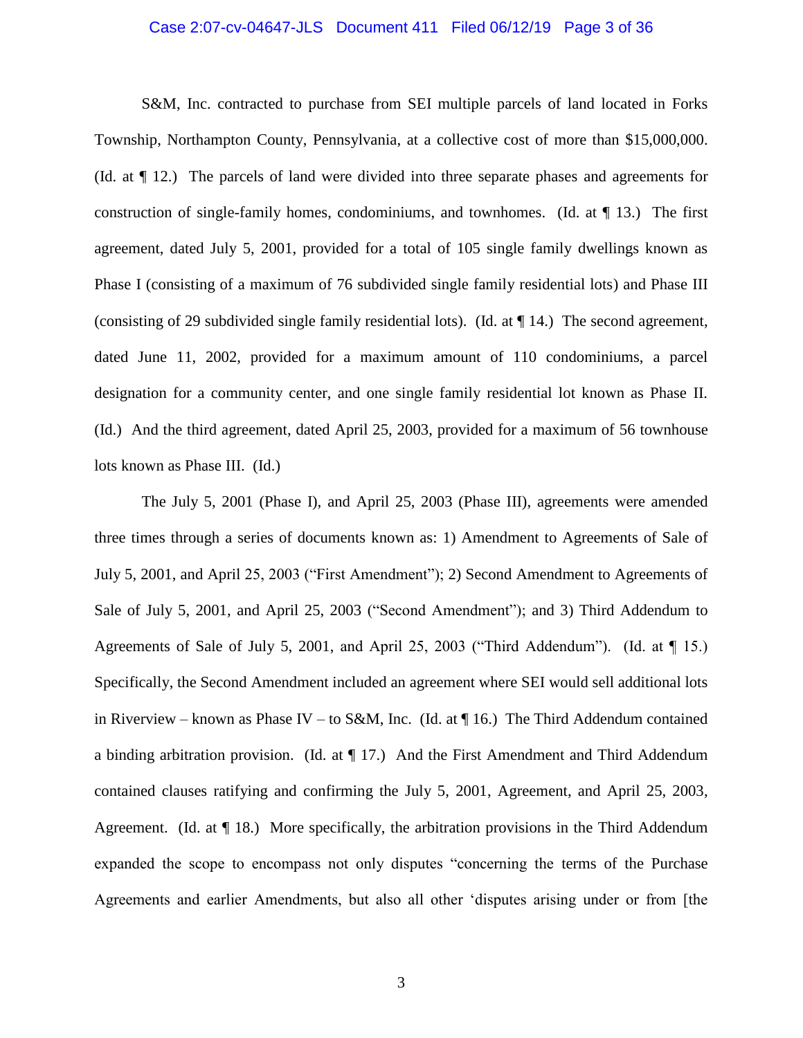S&M, Inc. contracted to purchase from SEI multiple parcels of land located in Forks Township, Northampton County, Pennsylvania, at a collective cost of more than $15,000,000. (Id. at ¶ 12.) The parcels of land were divided into three separate phases and agreements for construction of single-family homes, condominiums, and townhomes. (Id. at ¶ 13.) The first agreement, dated July 5, 2001, provided for a total of 105 single family dwellings known as Phase I (consisting of a maximum of 76 subdivided single family residential lots) and Phase III (consisting of 29 subdivided single family residential lots). (Id. at ¶ 14.) The second agreement, dated June 11, 2002, provided for a maximum amount of 110 condominiums, a parcel designation for a community center, and one single family residential lot known as Phase II. (Id.) And the third agreement, dated April 25, 2003, provided for a maximum of 56 townhouse lots known as Phase III. (Id.)

The July 5, 2001 (Phase I), and April 25, 2003 (Phase III), agreements were amended three times through a series of documents known as: 1) Amendment to Agreements of Sale of July 5, 2001, and April 25, 2003 ("First Amendment"); 2) Second Amendment to Agreements of Sale of July 5, 2001, and April 25, 2003 ("Second Amendment"); and 3) Third Addendum to Agreements of Sale of July 5, 2001, and April 25, 2003 ("Third Addendum"). (Id. at ¶ 15.) Specifically, the Second Amendment included an agreement where SEI would sell additional lots in Riverview – known as Phase IV – to S&M, Inc. (Id. at ¶ 16.) The Third Addendum contained a binding arbitration provision. (Id. at ¶ 17.) And the First Amendment and Third Addendum contained clauses ratifying and confirming the July 5, 2001, Agreement, and April 25, 2003, Agreement. (Id. at ¶ 18.) More specifically, the arbitration provisions in the Third Addendum expanded the scope to encompass not only disputes "concerning the terms of the Purchase Agreements and earlier Amendments, but also all other 'disputes arising under or from [the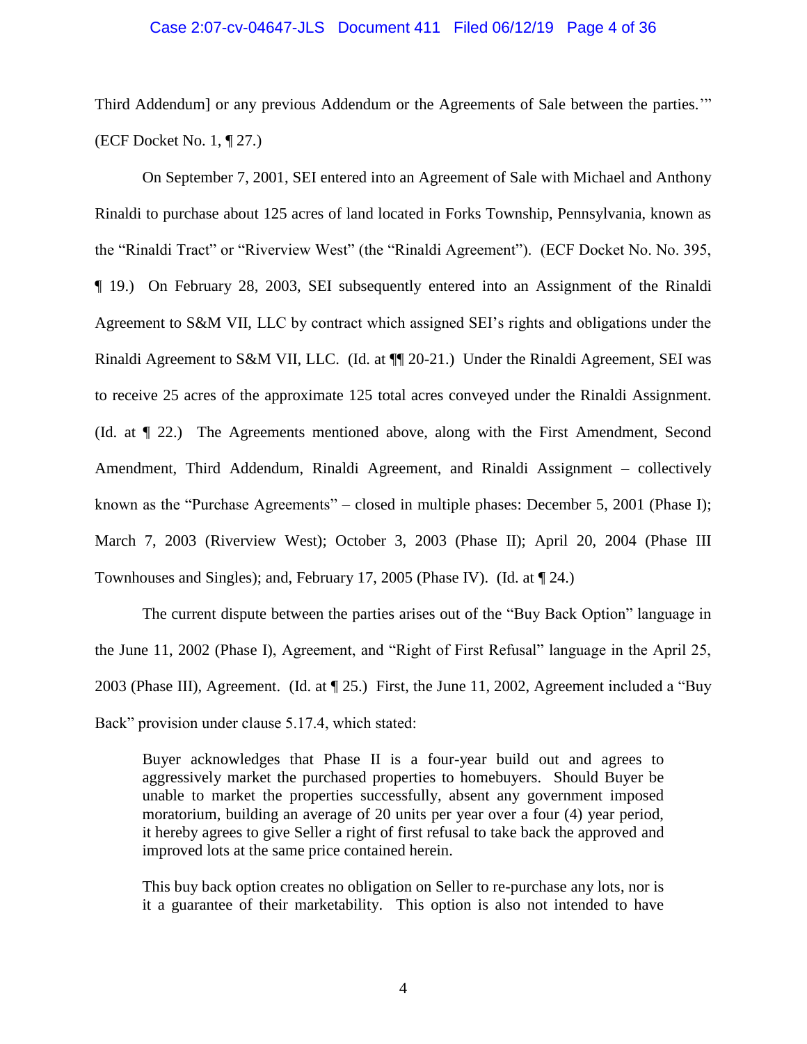Third Addendum] or any previous Addendum or the Agreements of Sale between the parties.'" (ECF Docket No. 1, ¶ 27.)

On September 7, 2001, SEI entered into an Agreement of Sale with Michael and Anthony Rinaldi to purchase about 125 acres of land located in Forks Township, Pennsylvania, known as the "Rinaldi Tract" or "Riverview West" (the "Rinaldi Agreement"). (ECF Docket No. No. 395, ¶ 19.) On February 28, 2003, SEI subsequently entered into an Assignment of the Rinaldi Agreement to S&M VII, LLC by contract which assigned SEI's rights and obligations under the Rinaldi Agreement to S&M VII, LLC. (Id. at ¶¶ 20-21.) Under the Rinaldi Agreement, SEI was to receive 25 acres of the approximate 125 total acres conveyed under the Rinaldi Assignment. (Id. at ¶ 22.) The Agreements mentioned above, along with the First Amendment, Second Amendment, Third Addendum, Rinaldi Agreement, and Rinaldi Assignment – collectively known as the "Purchase Agreements" – closed in multiple phases: December 5, 2001 (Phase I); March 7, 2003 (Riverview West); October 3, 2003 (Phase II); April 20, 2004 (Phase III Townhouses and Singles); and, February 17, 2005 (Phase IV). (Id. at ¶ 24.)

The current dispute between the parties arises out of the "Buy Back Option" language in the June 11, 2002 (Phase I), Agreement, and "Right of First Refusal" language in the April 25, 2003 (Phase III), Agreement. (Id. at ¶ 25.) First, the June 11, 2002, Agreement included a "Buy Back" provision under clause 5.17.4, which stated:

> Buyer acknowledges that Phase II is a four-year build out and agrees to aggressively market the purchased properties to homebuyers. Should Buyer be unable to market the properties successfully, absent any government imposed moratorium, building an average of 20 units per year over a four (4) year period, it hereby agrees to give Seller a right of first refusal to take back the approved and improved lots at the same price contained herein.
>
> This buy back option creates no obligation on Seller to re-purchase any lots, nor is it a guarantee of their marketability. This option is also not intended to have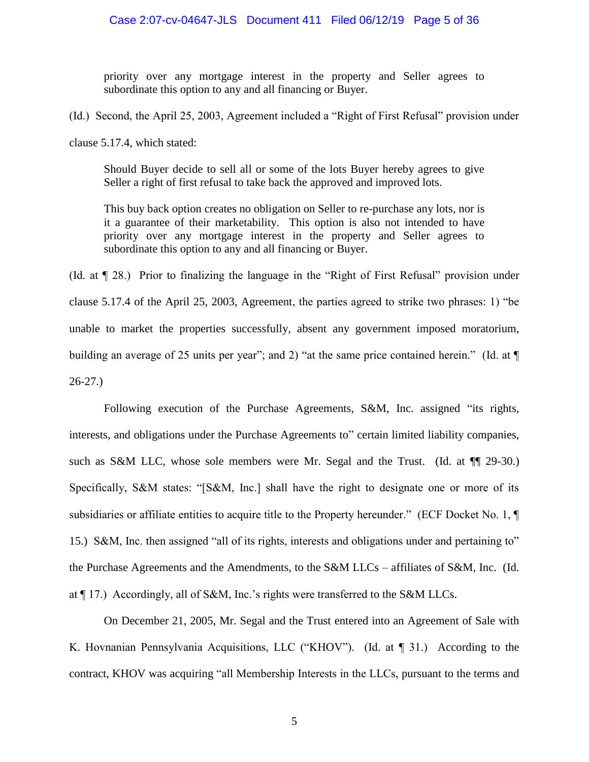> priority over any mortgage interest in the property and Seller agrees to subordinate this option to any and all financing or Buyer.

(Id.) Second, the April 25, 2003, Agreement included a "Right of First Refusal" provision under clause 5.17.4, which stated:

> Should Buyer decide to sell all or some of the lots Buyer hereby agrees to give Seller a right of first refusal to take back the approved and improved lots.
>
> This buy back option creates no obligation on Seller to re-purchase any lots, nor is it a guarantee of their marketability. This option is also not intended to have priority over any mortgage interest in the property and Seller agrees to subordinate this option to any and all financing or Buyer.

(Id. at ¶ 28.) Prior to finalizing the language in the "Right of First Refusal" provision under clause 5.17.4 of the April 25, 2003, Agreement, the parties agreed to strike two phrases: 1) "be unable to market the properties successfully, absent any government imposed moratorium, building an average of 25 units per year"; and 2) "at the same price contained herein." (Id. at ¶ 26-27.)

Following execution of the Purchase Agreements, S&M, Inc. assigned "its rights, interests, and obligations under the Purchase Agreements to" certain limited liability companies, such as S&M LLC, whose sole members were Mr. Segal and the Trust. (Id. at ¶¶ 29-30.) Specifically, S&M states: "[S&M, Inc.] shall have the right to designate one or more of its subsidiaries or affiliate entities to acquire title to the Property hereunder." (ECF Docket No. 1, ¶ 15.) S&M, Inc. then assigned "all of its rights, interests and obligations under and pertaining to" the Purchase Agreements and the Amendments, to the S&M LLCs – affiliates of S&M, Inc. (Id. at ¶ 17.) Accordingly, all of S&M, Inc.'s rights were transferred to the S&M LLCs.

On December 21, 2005, Mr. Segal and the Trust entered into an Agreement of Sale with K. Hovnanian Pennsylvania Acquisitions, LLC ("KHOV"). (Id. at ¶ 31.) According to the contract, KHOV was acquiring "all Membership Interests in the LLCs, pursuant to the terms and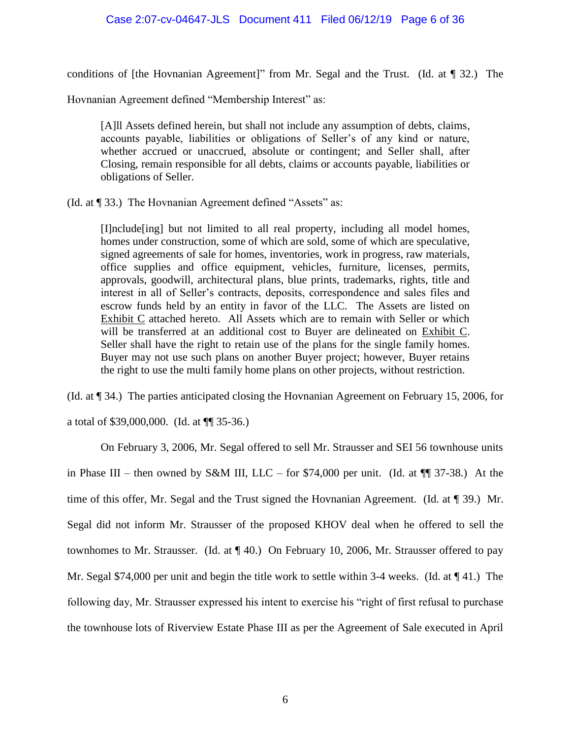conditions of [the Hovnanian Agreement]" from Mr. Segal and the Trust. (Id. at ¶ 32.) The Hovnanian Agreement defined "Membership Interest" as:

> [A]ll Assets defined herein, but shall not include any assumption of debts, claims, accounts payable, liabilities or obligations of Seller's of any kind or nature, whether accrued or unaccrued, absolute or contingent; and Seller shall, after Closing, remain responsible for all debts, claims or accounts payable, liabilities or obligations of Seller.

(Id. at ¶ 33.) The Hovnanian Agreement defined "Assets" as:

> [I]nclude[ing] but not limited to all real property, including all model homes, homes under construction, some of which are sold, some of which are speculative, signed agreements of sale for homes, inventories, work in progress, raw materials, office supplies and office equipment, vehicles, furniture, licenses, permits, approvals, goodwill, architectural plans, blue prints, trademarks, rights, title and interest in all of Seller's contracts, deposits, correspondence and sales files and escrow funds held by an entity in favor of the LLC. The Assets are listed on Exhibit C attached hereto. All Assets which are to remain with Seller or which will be transferred at an additional cost to Buyer are delineated on Exhibit C. Seller shall have the right to retain use of the plans for the single family homes. Buyer may not use such plans on another Buyer project; however, Buyer retains the right to use the multi family home plans on other projects, without restriction.

(Id. at ¶ 34.) The parties anticipated closing the Hovnanian Agreement on February 15, 2006, for a total of $39,000,000. (Id. at ¶¶ 35-36.)

On February 3, 2006, Mr. Segal offered to sell Mr. Strausser and SEI 56 townhouse units in Phase III – then owned by S&M III, LLC – for $74,000 per unit. (Id. at ¶¶ 37-38.) At the time of this offer, Mr. Segal and the Trust signed the Hovnanian Agreement. (Id. at ¶ 39.) Mr. Segal did not inform Mr. Strausser of the proposed KHOV deal when he offered to sell the townhomes to Mr. Strausser. (Id. at ¶ 40.) On February 10, 2006, Mr. Strausser offered to pay Mr. Segal $74,000 per unit and begin the title work to settle within 3-4 weeks. (Id. at ¶ 41.) The following day, Mr. Strausser expressed his intent to exercise his "right of first refusal to purchase the townhouse lots of Riverview Estate Phase III as per the Agreement of Sale executed in April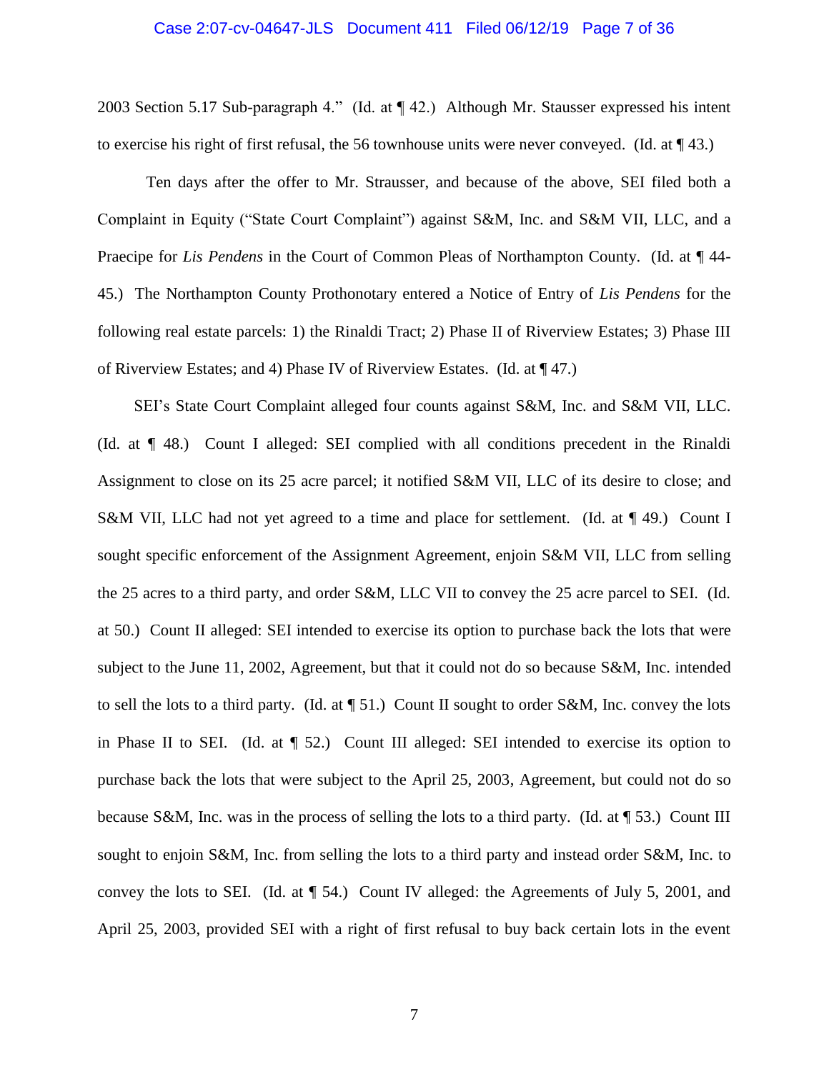2003 Section 5.17 Sub-paragraph 4." (Id. at ¶ 42.) Although Mr. Stausser expressed his intent to exercise his right of first refusal, the 56 townhouse units were never conveyed. (Id. at ¶ 43.)

Ten days after the offer to Mr. Strausser, and because of the above, SEI filed both a Complaint in Equity ("State Court Complaint") against S&M, Inc. and S&M VII, LLC, and a Praecipe for *Lis Pendens* in the Court of Common Pleas of Northampton County. (Id. at ¶ 44-45.) The Northampton County Prothonotary entered a Notice of Entry of *Lis Pendens* for the following real estate parcels: 1) the Rinaldi Tract; 2) Phase II of Riverview Estates; 3) Phase III of Riverview Estates; and 4) Phase IV of Riverview Estates. (Id. at ¶ 47.)

SEI's State Court Complaint alleged four counts against S&M, Inc. and S&M VII, LLC. (Id. at ¶ 48.) Count I alleged: SEI complied with all conditions precedent in the Rinaldi Assignment to close on its 25 acre parcel; it notified S&M VII, LLC of its desire to close; and S&M VII, LLC had not yet agreed to a time and place for settlement. (Id. at ¶ 49.) Count I sought specific enforcement of the Assignment Agreement, enjoin S&M VII, LLC from selling the 25 acres to a third party, and order S&M, LLC VII to convey the 25 acre parcel to SEI. (Id. at 50.) Count II alleged: SEI intended to exercise its option to purchase back the lots that were subject to the June 11, 2002, Agreement, but that it could not do so because S&M, Inc. intended to sell the lots to a third party. (Id. at ¶ 51.) Count II sought to order S&M, Inc. convey the lots in Phase II to SEI. (Id. at ¶ 52.) Count III alleged: SEI intended to exercise its option to purchase back the lots that were subject to the April 25, 2003, Agreement, but could not do so because S&M, Inc. was in the process of selling the lots to a third party. (Id. at ¶ 53.) Count III sought to enjoin S&M, Inc. from selling the lots to a third party and instead order S&M, Inc. to convey the lots to SEI. (Id. at ¶ 54.) Count IV alleged: the Agreements of July 5, 2001, and April 25, 2003, provided SEI with a right of first refusal to buy back certain lots in the event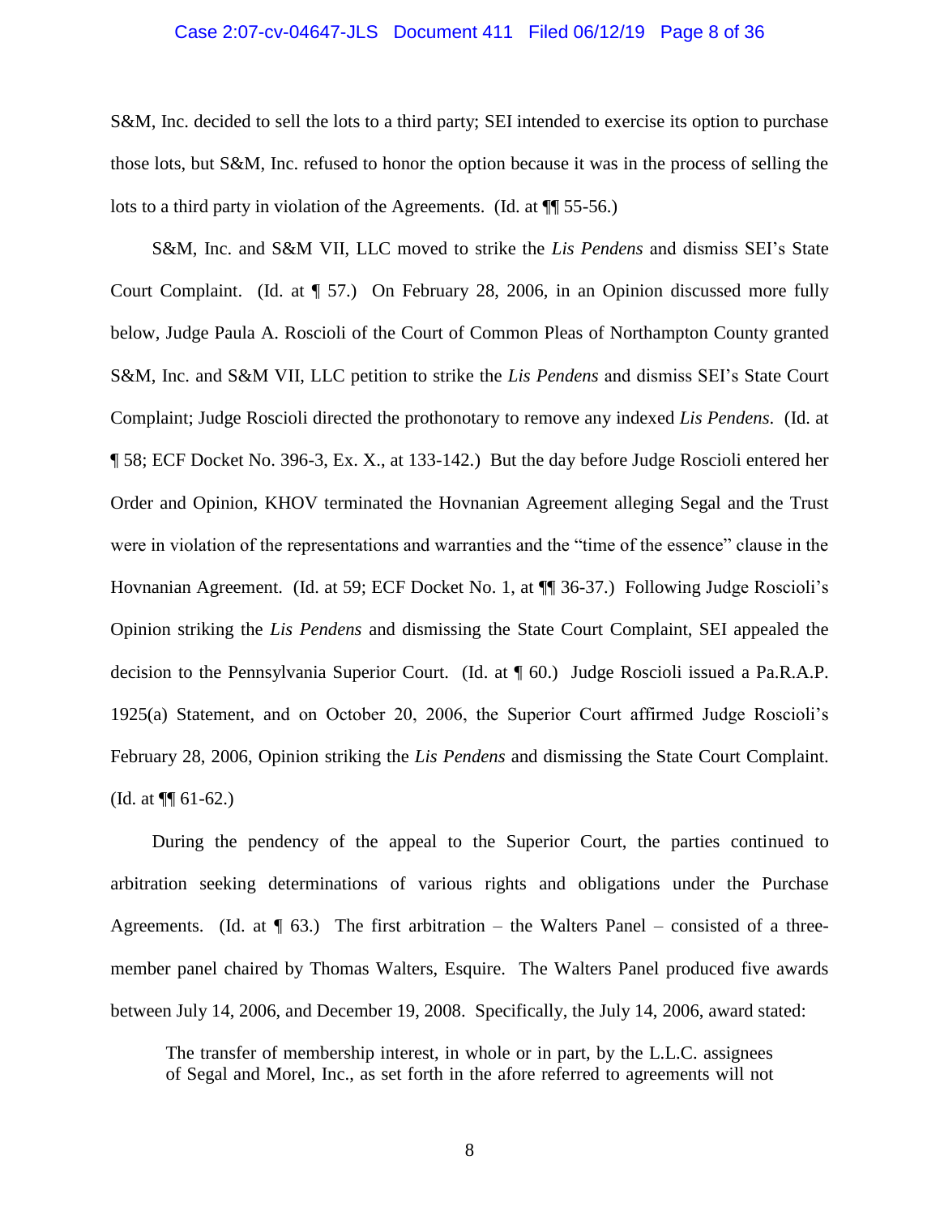S&M, Inc. decided to sell the lots to a third party; SEI intended to exercise its option to purchase those lots, but S&M, Inc. refused to honor the option because it was in the process of selling the lots to a third party in violation of the Agreements. (Id. at ¶¶ 55-56.)

S&M, Inc. and S&M VII, LLC moved to strike the *Lis Pendens* and dismiss SEI's State Court Complaint. (Id. at ¶ 57.) On February 28, 2006, in an Opinion discussed more fully below, Judge Paula A. Roscioli of the Court of Common Pleas of Northampton County granted S&M, Inc. and S&M VII, LLC petition to strike the *Lis Pendens* and dismiss SEI's State Court Complaint; Judge Roscioli directed the prothonotary to remove any indexed *Lis Pendens*. (Id. at ¶ 58; ECF Docket No. 396-3, Ex. X., at 133-142.) But the day before Judge Roscioli entered her Order and Opinion, KHOV terminated the Hovnanian Agreement alleging Segal and the Trust were in violation of the representations and warranties and the "time of the essence" clause in the Hovnanian Agreement. (Id. at 59; ECF Docket No. 1, at ¶¶ 36-37.) Following Judge Roscioli's Opinion striking the *Lis Pendens* and dismissing the State Court Complaint, SEI appealed the decision to the Pennsylvania Superior Court. (Id. at ¶ 60.) Judge Roscioli issued a Pa.R.A.P. 1925(a) Statement, and on October 20, 2006, the Superior Court affirmed Judge Roscioli's February 28, 2006, Opinion striking the *Lis Pendens* and dismissing the State Court Complaint. (Id. at ¶¶ 61-62.)

During the pendency of the appeal to the Superior Court, the parties continued to arbitration seeking determinations of various rights and obligations under the Purchase Agreements. (Id. at ¶ 63.) The first arbitration – the Walters Panel – consisted of a three-member panel chaired by Thomas Walters, Esquire. The Walters Panel produced five awards between July 14, 2006, and December 19, 2008. Specifically, the July 14, 2006, award stated:

> The transfer of membership interest, in whole or in part, by the L.L.C. assignees of Segal and Morel, Inc., as set forth in the afore referred to agreements will not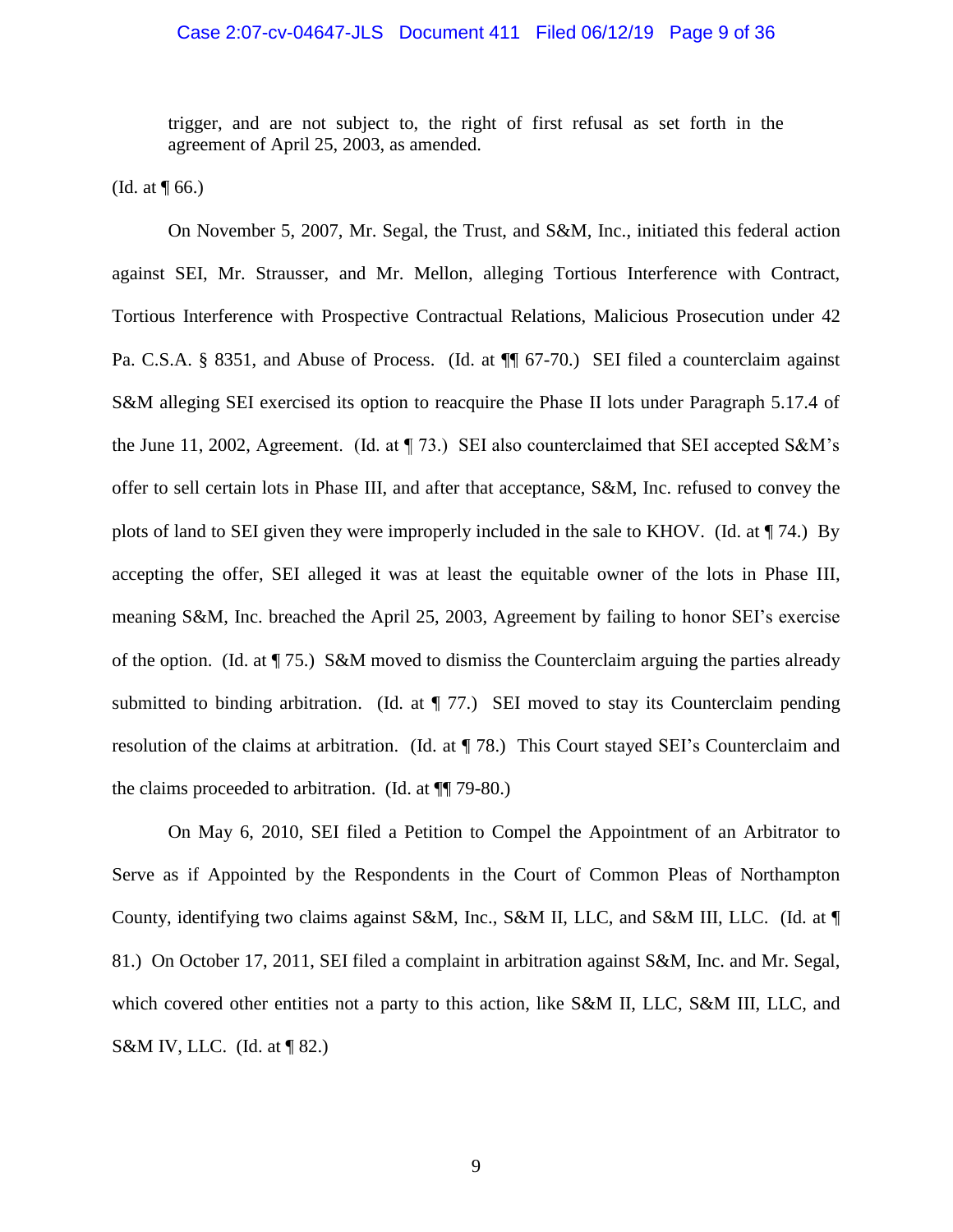trigger, and are not subject to, the right of first refusal as set forth in the agreement of April 25, 2003, as amended.

(Id. at ¶ 66.)

On November 5, 2007, Mr. Segal, the Trust, and S&M, Inc., initiated this federal action against SEI, Mr. Strausser, and Mr. Mellon, alleging Tortious Interference with Contract, Tortious Interference with Prospective Contractual Relations, Malicious Prosecution under 42 Pa. C.S.A. § 8351, and Abuse of Process. (Id. at ¶¶ 67-70.) SEI filed a counterclaim against S&M alleging SEI exercised its option to reacquire the Phase II lots under Paragraph 5.17.4 of the June 11, 2002, Agreement. (Id. at ¶ 73.) SEI also counterclaimed that SEI accepted S&M's offer to sell certain lots in Phase III, and after that acceptance, S&M, Inc. refused to convey the plots of land to SEI given they were improperly included in the sale to KHOV. (Id. at ¶ 74.) By accepting the offer, SEI alleged it was at least the equitable owner of the lots in Phase III, meaning S&M, Inc. breached the April 25, 2003, Agreement by failing to honor SEI's exercise of the option. (Id. at ¶ 75.) S&M moved to dismiss the Counterclaim arguing the parties already submitted to binding arbitration. (Id. at ¶ 77.) SEI moved to stay its Counterclaim pending resolution of the claims at arbitration. (Id. at ¶ 78.) This Court stayed SEI's Counterclaim and the claims proceeded to arbitration. (Id. at ¶¶ 79-80.)

On May 6, 2010, SEI filed a Petition to Compel the Appointment of an Arbitrator to Serve as if Appointed by the Respondents in the Court of Common Pleas of Northampton County, identifying two claims against S&M, Inc., S&M II, LLC, and S&M III, LLC. (Id. at ¶ 81.) On October 17, 2011, SEI filed a complaint in arbitration against S&M, Inc. and Mr. Segal, which covered other entities not a party to this action, like S&M II, LLC, S&M III, LLC, and S&M IV, LLC. (Id. at ¶ 82.)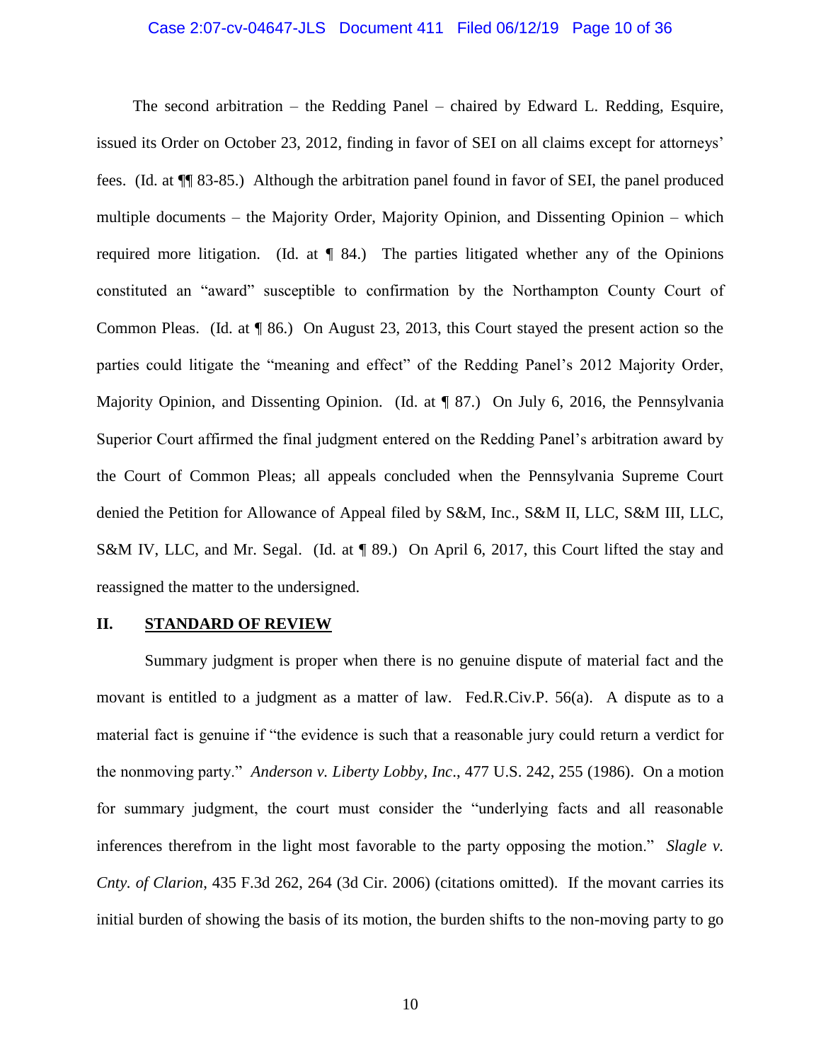The second arbitration – the Redding Panel – chaired by Edward L. Redding, Esquire, issued its Order on October 23, 2012, finding in favor of SEI on all claims except for attorneys' fees. (Id. at ¶¶ 83-85.) Although the arbitration panel found in favor of SEI, the panel produced multiple documents – the Majority Order, Majority Opinion, and Dissenting Opinion – which required more litigation. (Id. at ¶ 84.) The parties litigated whether any of the Opinions constituted an "award" susceptible to confirmation by the Northampton County Court of Common Pleas. (Id. at ¶ 86.) On August 23, 2013, this Court stayed the present action so the parties could litigate the "meaning and effect" of the Redding Panel's 2012 Majority Order, Majority Opinion, and Dissenting Opinion. (Id. at ¶ 87.) On July 6, 2016, the Pennsylvania Superior Court affirmed the final judgment entered on the Redding Panel's arbitration award by the Court of Common Pleas; all appeals concluded when the Pennsylvania Supreme Court denied the Petition for Allowance of Appeal filed by S&M, Inc., S&M II, LLC, S&M III, LLC, S&M IV, LLC, and Mr. Segal. (Id. at ¶ 89.) On April 6, 2017, this Court lifted the stay and reassigned the matter to the undersigned.

## II. STANDARD OF REVIEW

Summary judgment is proper when there is no genuine dispute of material fact and the movant is entitled to a judgment as a matter of law. Fed.R.Civ.P. 56(a). A dispute as to a material fact is genuine if "the evidence is such that a reasonable jury could return a verdict for the nonmoving party." *Anderson v. Liberty Lobby, Inc*., 477 U.S. 242, 255 (1986). On a motion for summary judgment, the court must consider the "underlying facts and all reasonable inferences therefrom in the light most favorable to the party opposing the motion." *Slagle v. Cnty. of Clarion*, 435 F.3d 262, 264 (3d Cir. 2006) (citations omitted). If the movant carries its initial burden of showing the basis of its motion, the burden shifts to the non-moving party to go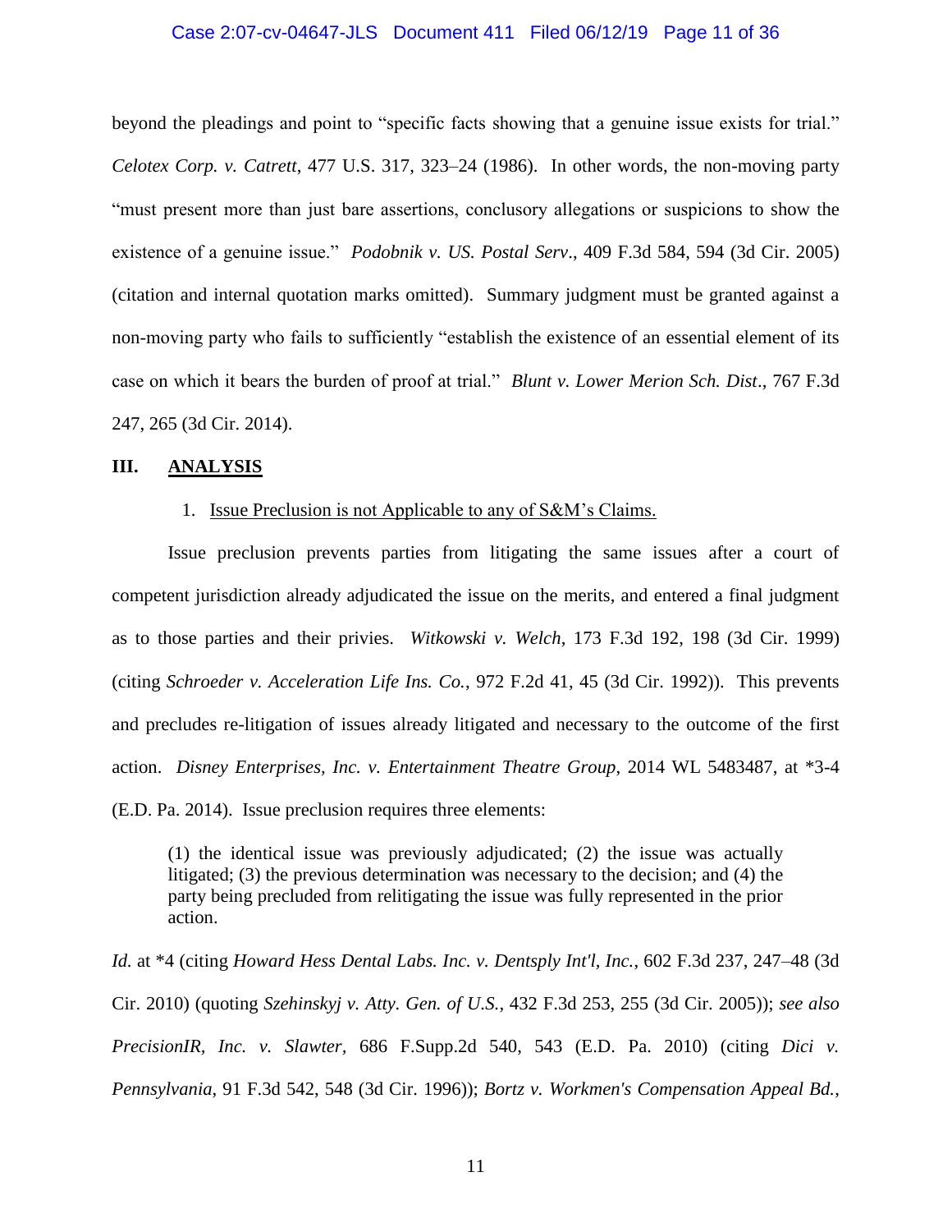beyond the pleadings and point to "specific facts showing that a genuine issue exists for trial." *Celotex Corp. v. Catrett*, 477 U.S. 317, 323–24 (1986). In other words, the non-moving party "must present more than just bare assertions, conclusory allegations or suspicions to show the existence of a genuine issue." *Podobnik v. US. Postal Serv*., 409 F.3d 584, 594 (3d Cir. 2005) (citation and internal quotation marks omitted). Summary judgment must be granted against a non-moving party who fails to sufficiently "establish the existence of an essential element of its case on which it bears the burden of proof at trial." *Blunt v. Lower Merion Sch. Dist*., 767 F.3d 247, 265 (3d Cir. 2014).

## III. ANALYSIS

### 1. Issue Preclusion is not Applicable to any of S&M's Claims.

Issue preclusion prevents parties from litigating the same issues after a court of competent jurisdiction already adjudicated the issue on the merits, and entered a final judgment as to those parties and their privies. *Witkowski v. Welch*, 173 F.3d 192, 198 (3d Cir. 1999) (citing *Schroeder v. Acceleration Life Ins. Co.*, 972 F.2d 41, 45 (3d Cir. 1992)). This prevents and precludes re-litigation of issues already litigated and necessary to the outcome of the first action. *Disney Enterprises, Inc. v. Entertainment Theatre Group*, 2014 WL 5483487, at *3-4 (E.D. Pa. 2014). Issue preclusion requires three elements:

> (1) the identical issue was previously adjudicated; (2) the issue was actually litigated; (3) the previous determination was necessary to the decision; and (4) the party being precluded from relitigating the issue was fully represented in the prior action.

*Id.* at *4 (citing *Howard Hess Dental Labs. Inc. v. Dentsply Int'l, Inc.*, 602 F.3d 237, 247–48 (3d Cir. 2010) (quoting *Szehinskyj v. Atty. Gen. of U.S.*, 432 F.3d 253, 255 (3d Cir. 2005)); *see also PrecisionIR, Inc. v. Slawter*, 686 F.Supp.2d 540, 543 (E.D. Pa. 2010) (citing *Dici v. Pennsylvania*, 91 F.3d 542, 548 (3d Cir. 1996)); *Bortz v. Workmen's Compensation Appeal Bd.*,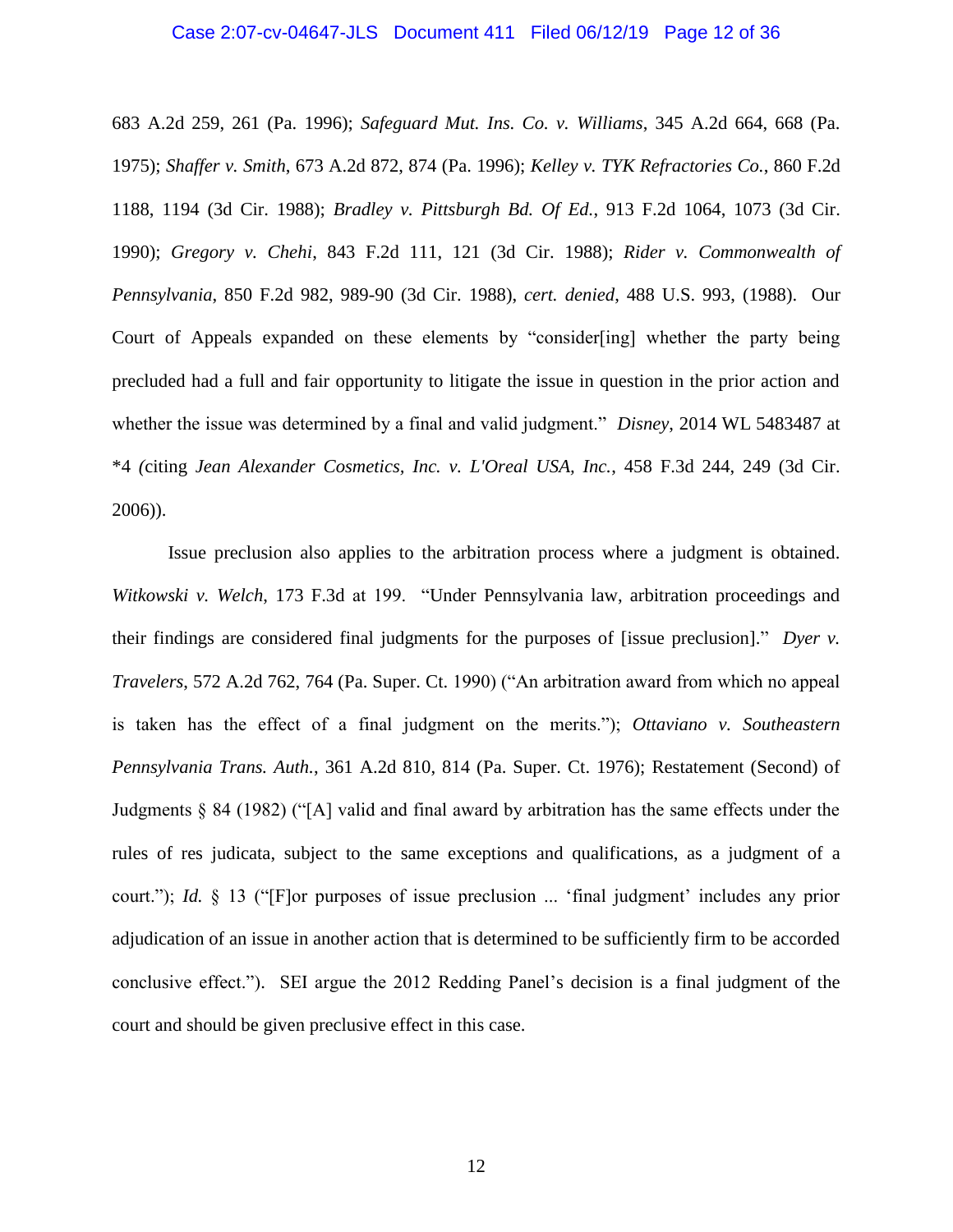683 A.2d 259, 261 (Pa. 1996); *Safeguard Mut. Ins. Co. v. Williams*, 345 A.2d 664, 668 (Pa. 1975); *Shaffer v. Smith*, 673 A.2d 872, 874 (Pa. 1996); *Kelley v. TYK Refractories Co.*, 860 F.2d 1188, 1194 (3d Cir. 1988); *Bradley v. Pittsburgh Bd. Of Ed.*, 913 F.2d 1064, 1073 (3d Cir. 1990); *Gregory v. Chehi*, 843 F.2d 111, 121 (3d Cir. 1988); *Rider v. Commonwealth of Pennsylvania*, 850 F.2d 982, 989-90 (3d Cir. 1988), *cert. denied*, 488 U.S. 993, (1988). Our Court of Appeals expanded on these elements by "consider[ing] whether the party being precluded had a full and fair opportunity to litigate the issue in question in the prior action and whether the issue was determined by a final and valid judgment." *Disney*, 2014 WL 5483487 at *4 *(*citing *Jean Alexander Cosmetics, Inc. v. L'Oreal USA, Inc.*, 458 F.3d 244, 249 (3d Cir. 2006)).

Issue preclusion also applies to the arbitration process where a judgment is obtained. *Witkowski v. Welch*, 173 F.3d at 199. "Under Pennsylvania law, arbitration proceedings and their findings are considered final judgments for the purposes of [issue preclusion]." *Dyer v. Travelers*, 572 A.2d 762, 764 (Pa. Super. Ct. 1990) ("An arbitration award from which no appeal is taken has the effect of a final judgment on the merits."); *Ottaviano v. Southeastern Pennsylvania Trans. Auth.*, 361 A.2d 810, 814 (Pa. Super. Ct. 1976); Restatement (Second) of Judgments § 84 (1982) ("[A] valid and final award by arbitration has the same effects under the rules of res judicata, subject to the same exceptions and qualifications, as a judgment of a court."); *Id.* § 13 ("[F]or purposes of issue preclusion ... 'final judgment' includes any prior adjudication of an issue in another action that is determined to be sufficiently firm to be accorded conclusive effect."). SEI argue the 2012 Redding Panel's decision is a final judgment of the court and should be given preclusive effect in this case.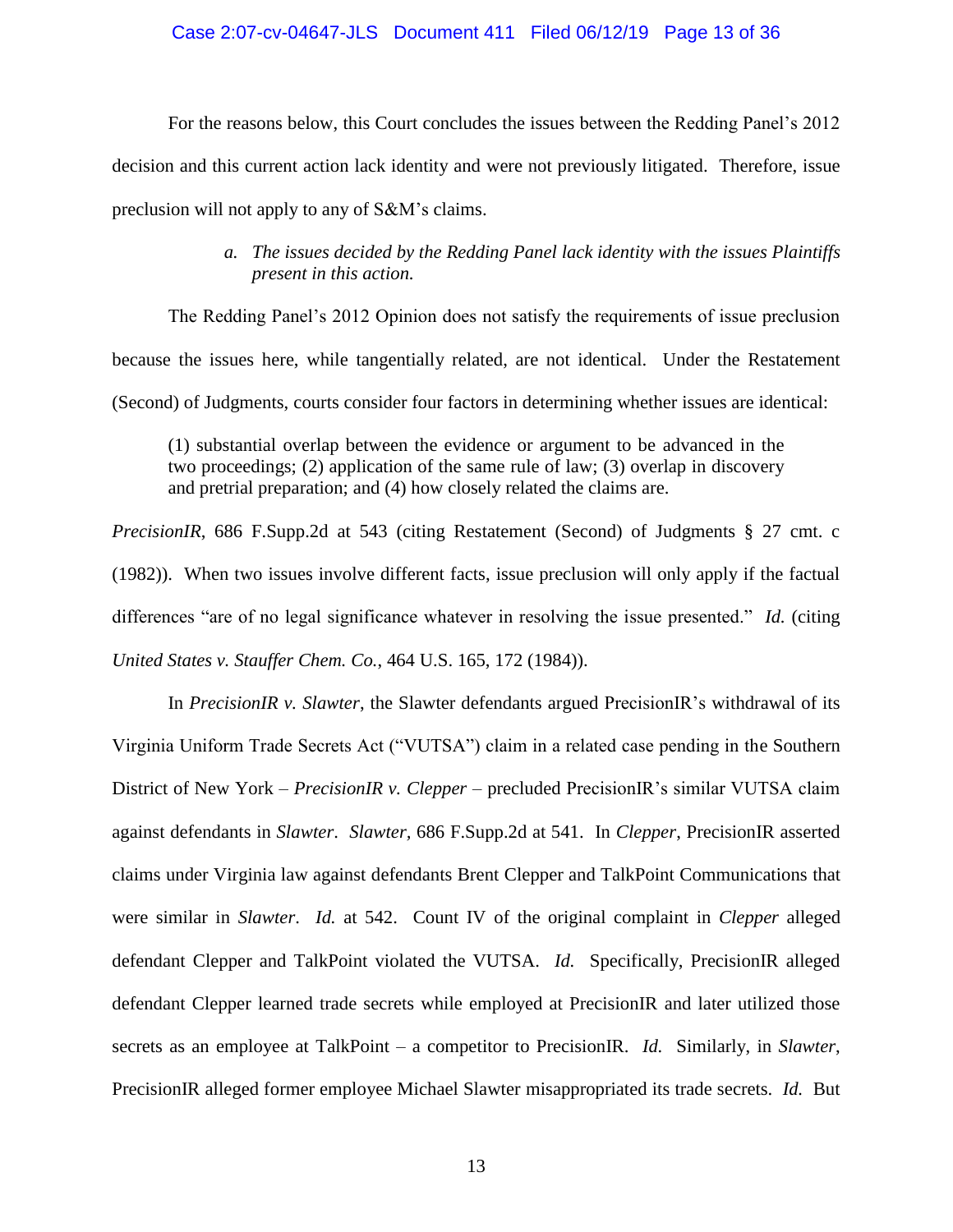For the reasons below, this Court concludes the issues between the Redding Panel's 2012 decision and this current action lack identity and were not previously litigated. Therefore, issue preclusion will not apply to any of S&M's claims.

*a. The issues decided by the Redding Panel lack identity with the issues Plaintiffs present in this action.*

The Redding Panel's 2012 Opinion does not satisfy the requirements of issue preclusion because the issues here, while tangentially related, are not identical. Under the Restatement (Second) of Judgments, courts consider four factors in determining whether issues are identical:

> (1) substantial overlap between the evidence or argument to be advanced in the two proceedings; (2) application of the same rule of law; (3) overlap in discovery and pretrial preparation; and (4) how closely related the claims are.

*PrecisionIR*, 686 F.Supp.2d at 543 (citing Restatement (Second) of Judgments § 27 cmt. c (1982)). When two issues involve different facts, issue preclusion will only apply if the factual differences "are of no legal significance whatever in resolving the issue presented." *Id.* (citing *United States v. Stauffer Chem. Co.*, 464 U.S. 165, 172 (1984)).

In *PrecisionIR v. Slawter*, the Slawter defendants argued PrecisionIR's withdrawal of its Virginia Uniform Trade Secrets Act ("VUTSA") claim in a related case pending in the Southern District of New York – *PrecisionIR v. Clepper* – precluded PrecisionIR's similar VUTSA claim against defendants in *Slawter*. *Slawter*, 686 F.Supp.2d at 541. In *Clepper*, PrecisionIR asserted claims under Virginia law against defendants Brent Clepper and TalkPoint Communications that were similar in *Slawter*. *Id.* at 542. Count IV of the original complaint in *Clepper* alleged defendant Clepper and TalkPoint violated the VUTSA. *Id.* Specifically, PrecisionIR alleged defendant Clepper learned trade secrets while employed at PrecisionIR and later utilized those secrets as an employee at TalkPoint – a competitor to PrecisionIR. *Id.* Similarly, in *Slawter*, PrecisionIR alleged former employee Michael Slawter misappropriated its trade secrets. *Id.* But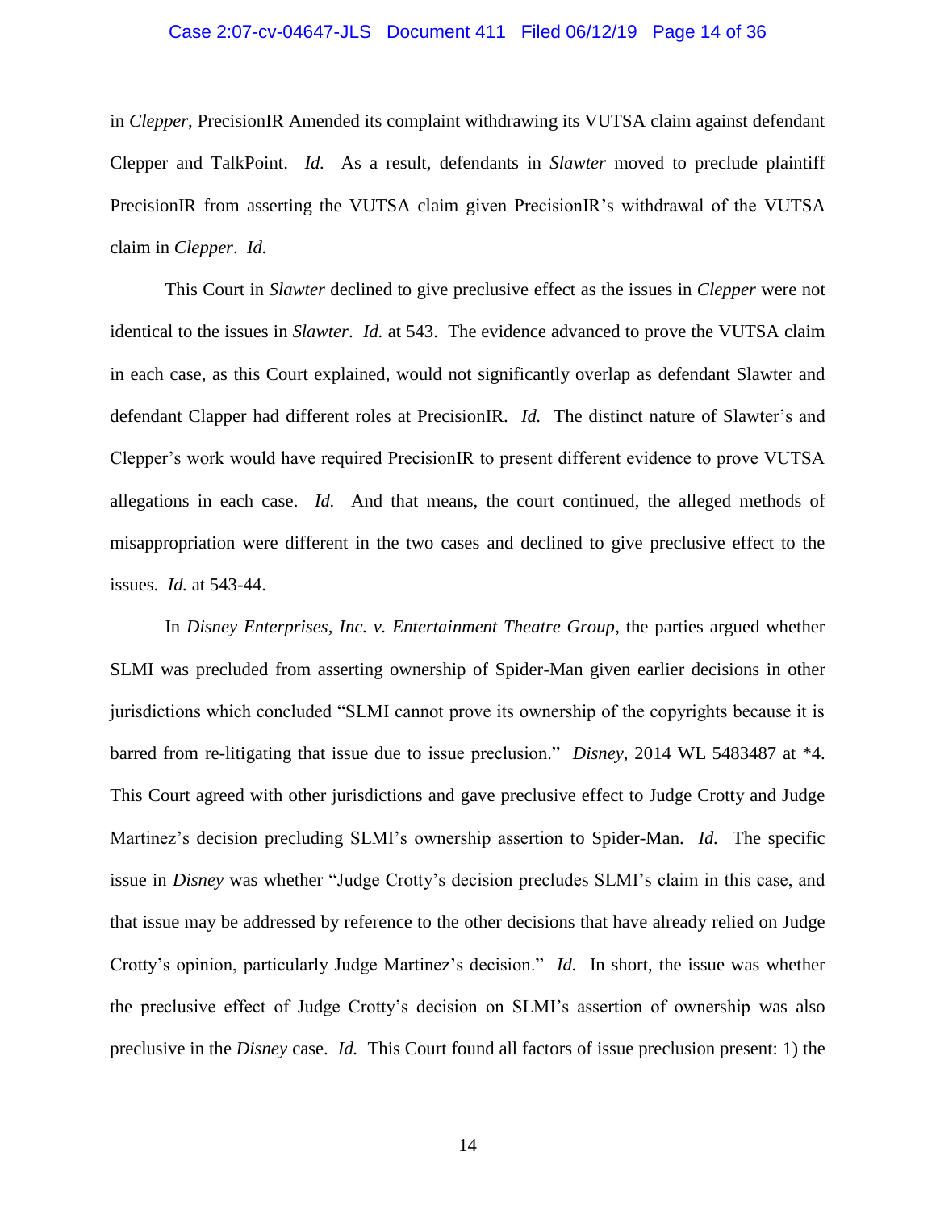in *Clepper*, PrecisionIR Amended its complaint withdrawing its VUTSA claim against defendant Clepper and TalkPoint. *Id.* As a result, defendants in *Slawter* moved to preclude plaintiff PrecisionIR from asserting the VUTSA claim given PrecisionIR's withdrawal of the VUTSA claim in *Clepper*. *Id.*

This Court in *Slawter* declined to give preclusive effect as the issues in *Clepper* were not identical to the issues in *Slawter*. *Id.* at 543. The evidence advanced to prove the VUTSA claim in each case, as this Court explained, would not significantly overlap as defendant Slawter and defendant Clapper had different roles at PrecisionIR. *Id.* The distinct nature of Slawter's and Clepper's work would have required PrecisionIR to present different evidence to prove VUTSA allegations in each case. *Id.* And that means, the court continued, the alleged methods of misappropriation were different in the two cases and declined to give preclusive effect to the issues. *Id.* at 543-44.

In *Disney Enterprises, Inc. v. Entertainment Theatre Group*, the parties argued whether SLMI was precluded from asserting ownership of Spider-Man given earlier decisions in other jurisdictions which concluded "SLMI cannot prove its ownership of the copyrights because it is barred from re-litigating that issue due to issue preclusion." *Disney*, 2014 WL 5483487 at \*4. This Court agreed with other jurisdictions and gave preclusive effect to Judge Crotty and Judge Martinez's decision precluding SLMI's ownership assertion to Spider-Man. *Id.* The specific issue in *Disney* was whether "Judge Crotty's decision precludes SLMI's claim in this case, and that issue may be addressed by reference to the other decisions that have already relied on Judge Crotty's opinion, particularly Judge Martinez's decision." *Id.* In short, the issue was whether the preclusive effect of Judge Crotty's decision on SLMI's assertion of ownership was also preclusive in the *Disney* case. *Id.* This Court found all factors of issue preclusion present: 1) the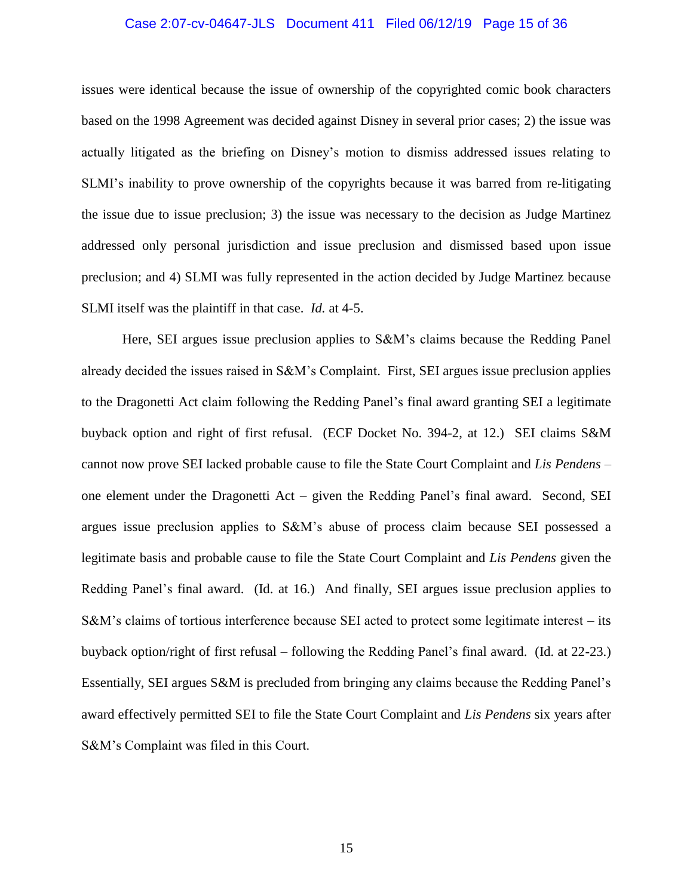issues were identical because the issue of ownership of the copyrighted comic book characters based on the 1998 Agreement was decided against Disney in several prior cases; 2) the issue was actually litigated as the briefing on Disney's motion to dismiss addressed issues relating to SLMI's inability to prove ownership of the copyrights because it was barred from re-litigating the issue due to issue preclusion; 3) the issue was necessary to the decision as Judge Martinez addressed only personal jurisdiction and issue preclusion and dismissed based upon issue preclusion; and 4) SLMI was fully represented in the action decided by Judge Martinez because SLMI itself was the plaintiff in that case. *Id.* at 4-5.

Here, SEI argues issue preclusion applies to S&M's claims because the Redding Panel already decided the issues raised in S&M's Complaint. First, SEI argues issue preclusion applies to the Dragonetti Act claim following the Redding Panel's final award granting SEI a legitimate buyback option and right of first refusal. (ECF Docket No. 394-2, at 12.) SEI claims S&M cannot now prove SEI lacked probable cause to file the State Court Complaint and *Lis Pendens* – one element under the Dragonetti Act – given the Redding Panel's final award. Second, SEI argues issue preclusion applies to S&M's abuse of process claim because SEI possessed a legitimate basis and probable cause to file the State Court Complaint and *Lis Pendens* given the Redding Panel's final award. (Id. at 16.) And finally, SEI argues issue preclusion applies to S&M's claims of tortious interference because SEI acted to protect some legitimate interest – its buyback option/right of first refusal – following the Redding Panel's final award. (Id. at 22-23.) Essentially, SEI argues S&M is precluded from bringing any claims because the Redding Panel's award effectively permitted SEI to file the State Court Complaint and *Lis Pendens* six years after S&M's Complaint was filed in this Court.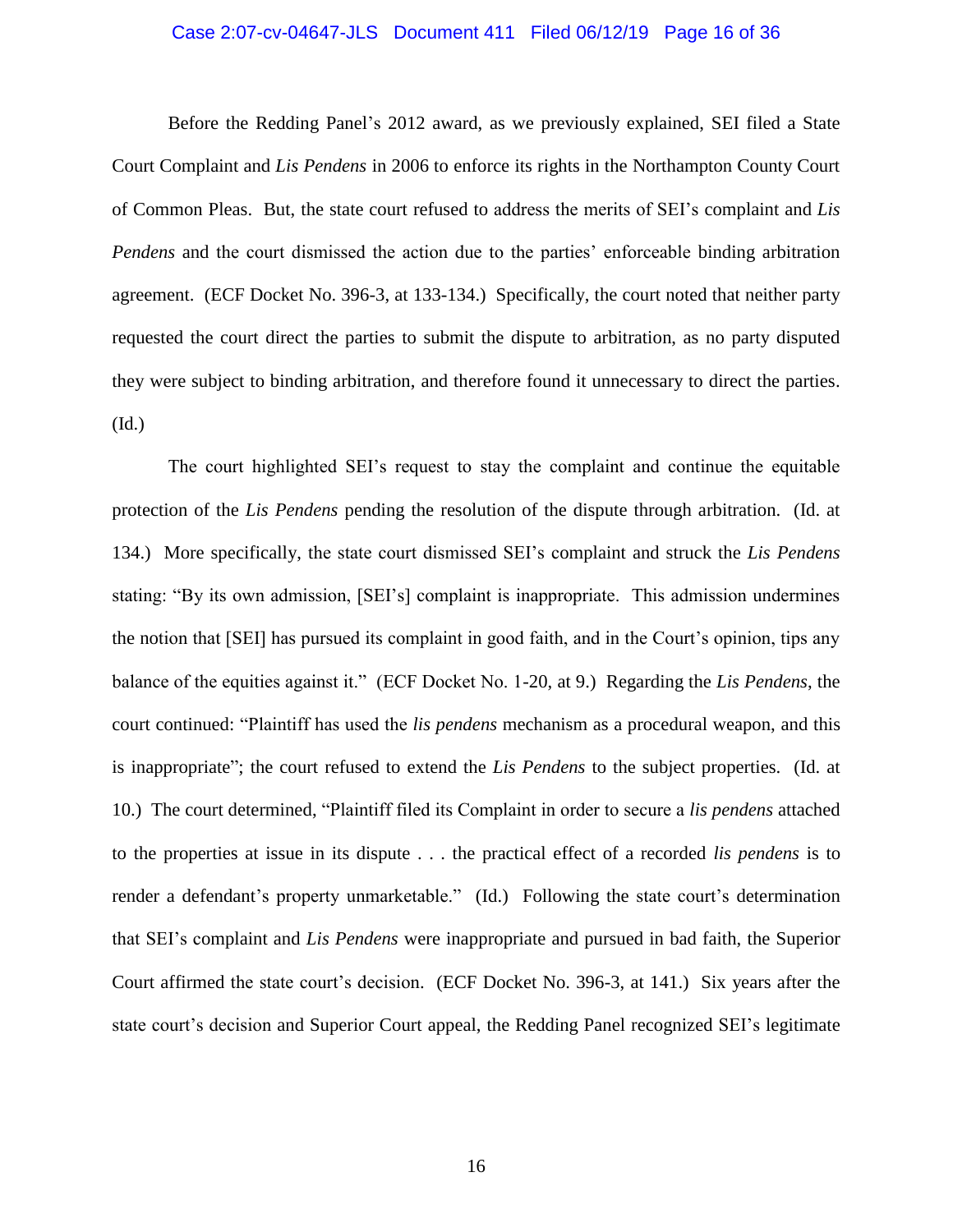Before the Redding Panel's 2012 award, as we previously explained, SEI filed a State Court Complaint and *Lis Pendens* in 2006 to enforce its rights in the Northampton County Court of Common Pleas. But, the state court refused to address the merits of SEI's complaint and *Lis Pendens* and the court dismissed the action due to the parties' enforceable binding arbitration agreement. (ECF Docket No. 396-3, at 133-134.) Specifically, the court noted that neither party requested the court direct the parties to submit the dispute to arbitration, as no party disputed they were subject to binding arbitration, and therefore found it unnecessary to direct the parties. (Id.)

The court highlighted SEI's request to stay the complaint and continue the equitable protection of the *Lis Pendens* pending the resolution of the dispute through arbitration. (Id. at 134.) More specifically, the state court dismissed SEI's complaint and struck the *Lis Pendens* stating: "By its own admission, [SEI's] complaint is inappropriate. This admission undermines the notion that [SEI] has pursued its complaint in good faith, and in the Court's opinion, tips any balance of the equities against it." (ECF Docket No. 1-20, at 9.) Regarding the *Lis Pendens*, the court continued: "Plaintiff has used the *lis pendens* mechanism as a procedural weapon, and this is inappropriate"; the court refused to extend the *Lis Pendens* to the subject properties. (Id. at 10.) The court determined, "Plaintiff filed its Complaint in order to secure a *lis pendens* attached to the properties at issue in its dispute . . . the practical effect of a recorded *lis pendens* is to render a defendant's property unmarketable." (Id.) Following the state court's determination that SEI's complaint and *Lis Pendens* were inappropriate and pursued in bad faith, the Superior Court affirmed the state court's decision. (ECF Docket No. 396-3, at 141.) Six years after the state court's decision and Superior Court appeal, the Redding Panel recognized SEI's legitimate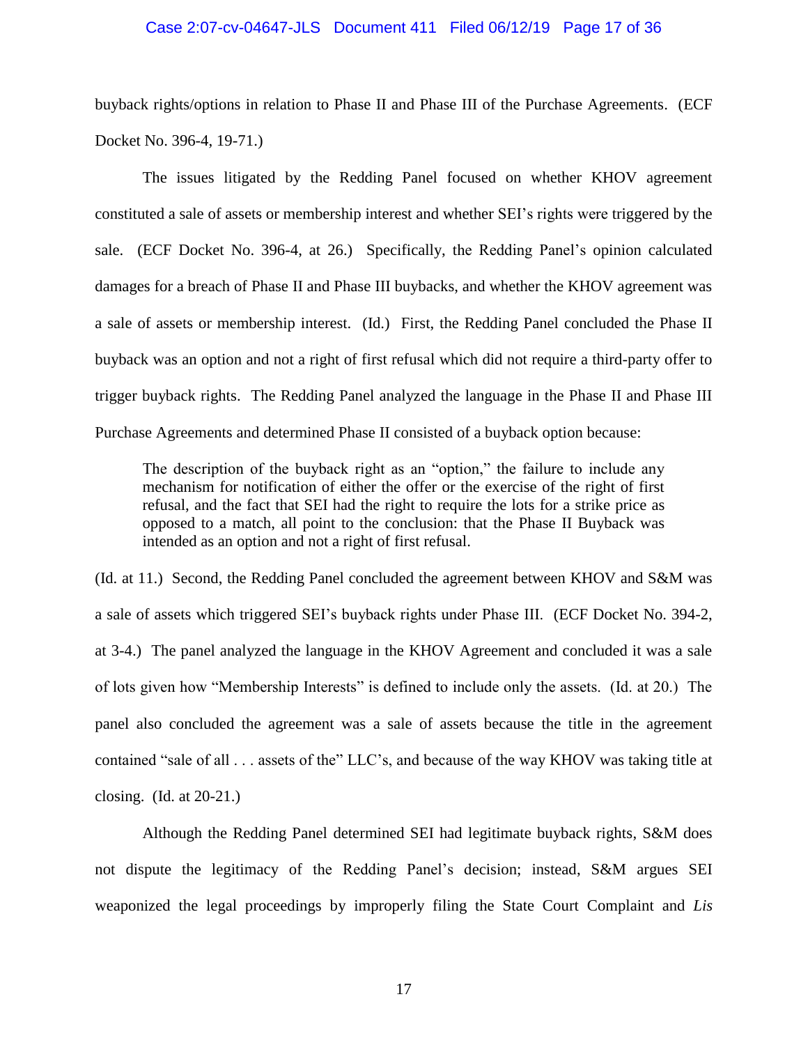buyback rights/options in relation to Phase II and Phase III of the Purchase Agreements. (ECF Docket No. 396-4, 19-71.)

The issues litigated by the Redding Panel focused on whether KHOV agreement constituted a sale of assets or membership interest and whether SEI's rights were triggered by the sale. (ECF Docket No. 396-4, at 26.) Specifically, the Redding Panel's opinion calculated damages for a breach of Phase II and Phase III buybacks, and whether the KHOV agreement was a sale of assets or membership interest. (Id.) First, the Redding Panel concluded the Phase II buyback was an option and not a right of first refusal which did not require a third-party offer to trigger buyback rights. The Redding Panel analyzed the language in the Phase II and Phase III Purchase Agreements and determined Phase II consisted of a buyback option because:

> The description of the buyback right as an "option," the failure to include any mechanism for notification of either the offer or the exercise of the right of first refusal, and the fact that SEI had the right to require the lots for a strike price as opposed to a match, all point to the conclusion: that the Phase II Buyback was intended as an option and not a right of first refusal.

(Id. at 11.) Second, the Redding Panel concluded the agreement between KHOV and S&M was a sale of assets which triggered SEI's buyback rights under Phase III. (ECF Docket No. 394-2, at 3-4.) The panel analyzed the language in the KHOV Agreement and concluded it was a sale of lots given how "Membership Interests" is defined to include only the assets. (Id. at 20.) The panel also concluded the agreement was a sale of assets because the title in the agreement contained "sale of all . . . assets of the" LLC's, and because of the way KHOV was taking title at closing. (Id. at 20-21.)

Although the Redding Panel determined SEI had legitimate buyback rights, S&M does not dispute the legitimacy of the Redding Panel's decision; instead, S&M argues SEI weaponized the legal proceedings by improperly filing the State Court Complaint and *Lis*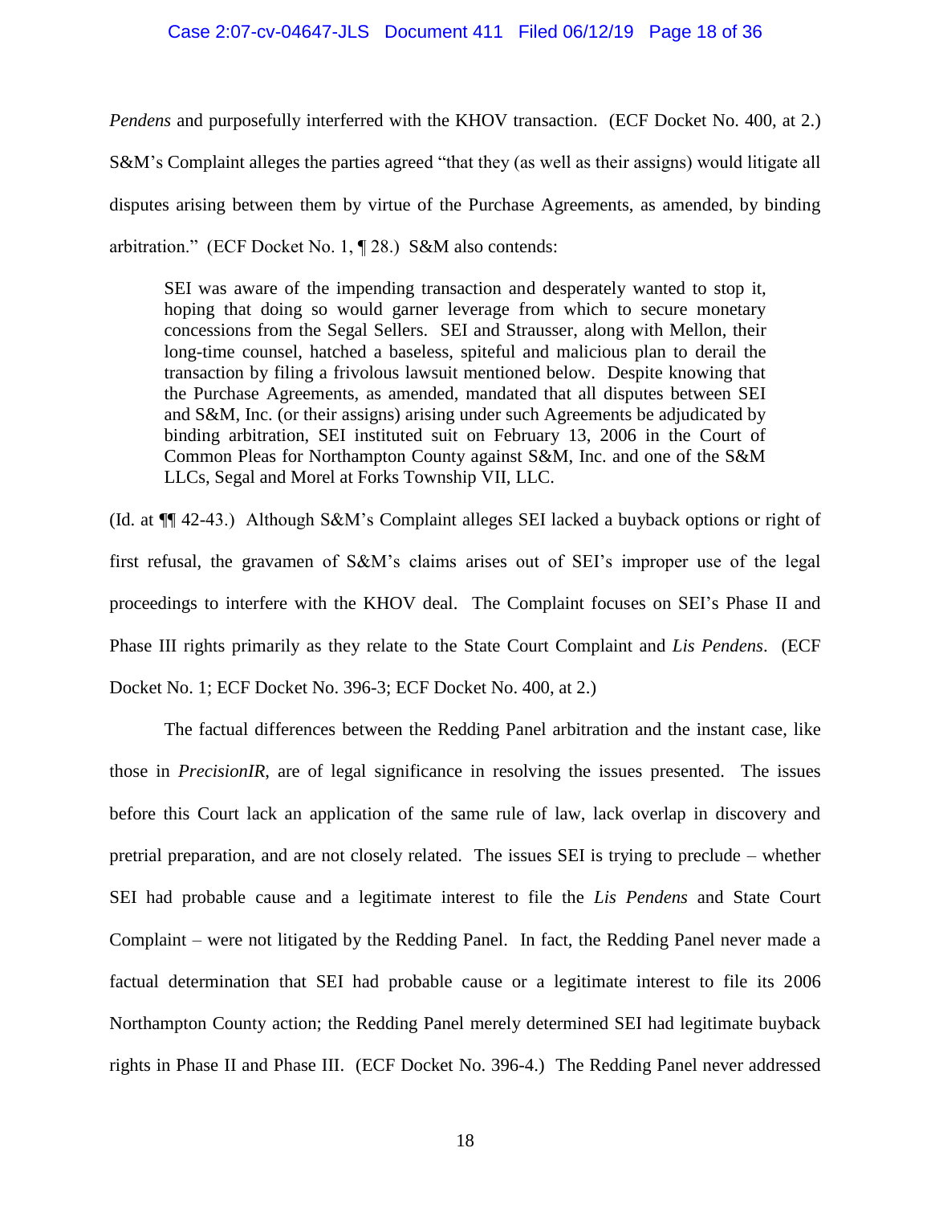*Pendens* and purposefully interferred with the KHOV transaction. (ECF Docket No. 400, at 2.) S&M's Complaint alleges the parties agreed "that they (as well as their assigns) would litigate all disputes arising between them by virtue of the Purchase Agreements, as amended, by binding arbitration." (ECF Docket No. 1, ¶ 28.) S&M also contends:

> SEI was aware of the impending transaction and desperately wanted to stop it, hoping that doing so would garner leverage from which to secure monetary concessions from the Segal Sellers. SEI and Strausser, along with Mellon, their long-time counsel, hatched a baseless, spiteful and malicious plan to derail the transaction by filing a frivolous lawsuit mentioned below. Despite knowing that the Purchase Agreements, as amended, mandated that all disputes between SEI and S&M, Inc. (or their assigns) arising under such Agreements be adjudicated by binding arbitration, SEI instituted suit on February 13, 2006 in the Court of Common Pleas for Northampton County against S&M, Inc. and one of the S&M LLCs, Segal and Morel at Forks Township VII, LLC.

(Id. at ¶¶ 42-43.) Although S&M's Complaint alleges SEI lacked a buyback options or right of first refusal, the gravamen of S&M's claims arises out of SEI's improper use of the legal proceedings to interfere with the KHOV deal. The Complaint focuses on SEI's Phase II and Phase III rights primarily as they relate to the State Court Complaint and *Lis Pendens*. (ECF Docket No. 1; ECF Docket No. 396-3; ECF Docket No. 400, at 2.)

The factual differences between the Redding Panel arbitration and the instant case, like those in *PrecisionIR*, are of legal significance in resolving the issues presented. The issues before this Court lack an application of the same rule of law, lack overlap in discovery and pretrial preparation, and are not closely related. The issues SEI is trying to preclude – whether SEI had probable cause and a legitimate interest to file the *Lis Pendens* and State Court Complaint – were not litigated by the Redding Panel. In fact, the Redding Panel never made a factual determination that SEI had probable cause or a legitimate interest to file its 2006 Northampton County action; the Redding Panel merely determined SEI had legitimate buyback rights in Phase II and Phase III. (ECF Docket No. 396-4.) The Redding Panel never addressed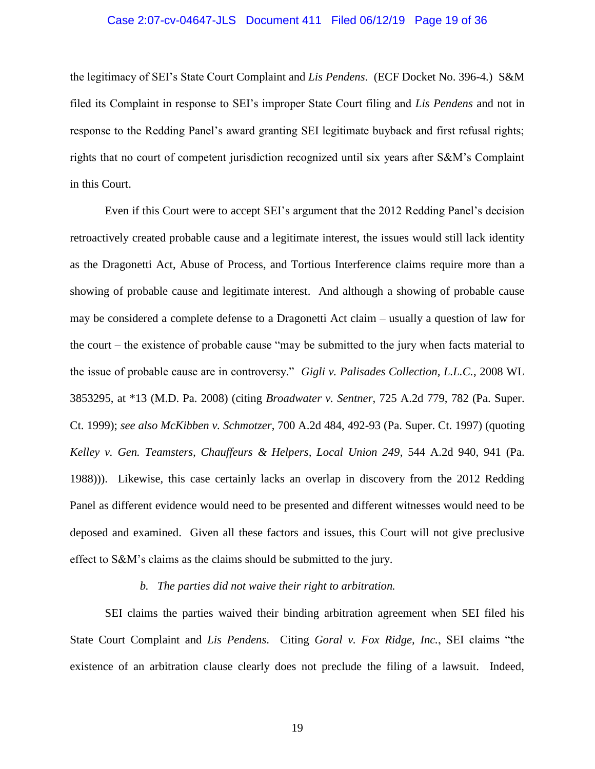the legitimacy of SEI's State Court Complaint and *Lis Pendens*. (ECF Docket No. 396-4.) S&M filed its Complaint in response to SEI's improper State Court filing and *Lis Pendens* and not in response to the Redding Panel's award granting SEI legitimate buyback and first refusal rights; rights that no court of competent jurisdiction recognized until six years after S&M's Complaint in this Court.

Even if this Court were to accept SEI's argument that the 2012 Redding Panel's decision retroactively created probable cause and a legitimate interest, the issues would still lack identity as the Dragonetti Act, Abuse of Process, and Tortious Interference claims require more than a showing of probable cause and legitimate interest. And although a showing of probable cause may be considered a complete defense to a Dragonetti Act claim – usually a question of law for the court – the existence of probable cause "may be submitted to the jury when facts material to the issue of probable cause are in controversy." *Gigli v. Palisades Collection, L.L.C.*, 2008 WL 3853295, at *13 (M.D. Pa. 2008) (citing *Broadwater v. Sentner*, 725 A.2d 779, 782 (Pa. Super. Ct. 1999); *see also McKibben v. Schmotzer*, 700 A.2d 484, 492-93 (Pa. Super. Ct. 1997) (quoting *Kelley v. Gen. Teamsters, Chauffeurs & Helpers, Local Union 249*, 544 A.2d 940, 941 (Pa. 1988))). Likewise, this case certainly lacks an overlap in discovery from the 2012 Redding Panel as different evidence would need to be presented and different witnesses would need to be deposed and examined. Given all these factors and issues, this Court will not give preclusive effect to S&M's claims as the claims should be submitted to the jury.

*b. The parties did not waive their right to arbitration.*

SEI claims the parties waived their binding arbitration agreement when SEI filed his State Court Complaint and *Lis Pendens*. Citing *Goral v. Fox Ridge, Inc.*, SEI claims "the existence of an arbitration clause clearly does not preclude the filing of a lawsuit. Indeed,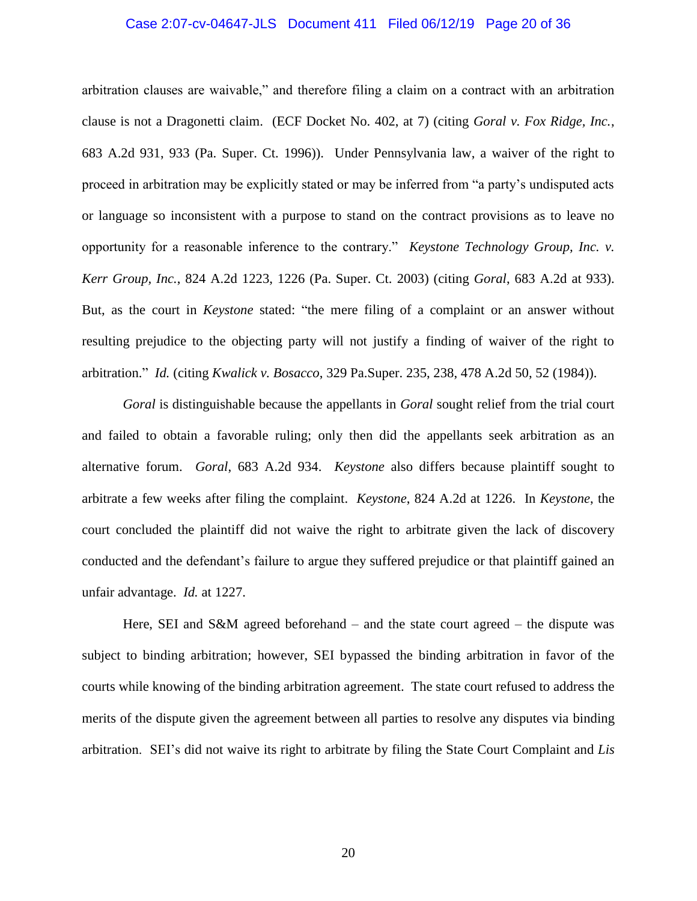arbitration clauses are waivable," and therefore filing a claim on a contract with an arbitration clause is not a Dragonetti claim. (ECF Docket No. 402, at 7) (citing *Goral v. Fox Ridge, Inc.*, 683 A.2d 931, 933 (Pa. Super. Ct. 1996)). Under Pennsylvania law, a waiver of the right to proceed in arbitration may be explicitly stated or may be inferred from "a party's undisputed acts or language so inconsistent with a purpose to stand on the contract provisions as to leave no opportunity for a reasonable inference to the contrary." *Keystone Technology Group, Inc. v. Kerr Group, Inc.*, 824 A.2d 1223, 1226 (Pa. Super. Ct. 2003) (citing *Goral*, 683 A.2d at 933). But, as the court in *Keystone* stated: "the mere filing of a complaint or an answer without resulting prejudice to the objecting party will not justify a finding of waiver of the right to arbitration." *Id.* (citing *Kwalick v. Bosacco*, 329 Pa.Super. 235, 238, 478 A.2d 50, 52 (1984)).

*Goral* is distinguishable because the appellants in *Goral* sought relief from the trial court and failed to obtain a favorable ruling; only then did the appellants seek arbitration as an alternative forum. *Goral*, 683 A.2d 934. *Keystone* also differs because plaintiff sought to arbitrate a few weeks after filing the complaint. *Keystone*, 824 A.2d at 1226. In *Keystone*, the court concluded the plaintiff did not waive the right to arbitrate given the lack of discovery conducted and the defendant's failure to argue they suffered prejudice or that plaintiff gained an unfair advantage. *Id.* at 1227.

Here, SEI and S&M agreed beforehand – and the state court agreed – the dispute was subject to binding arbitration; however, SEI bypassed the binding arbitration in favor of the courts while knowing of the binding arbitration agreement. The state court refused to address the merits of the dispute given the agreement between all parties to resolve any disputes via binding arbitration. SEI's did not waive its right to arbitrate by filing the State Court Complaint and *Lis*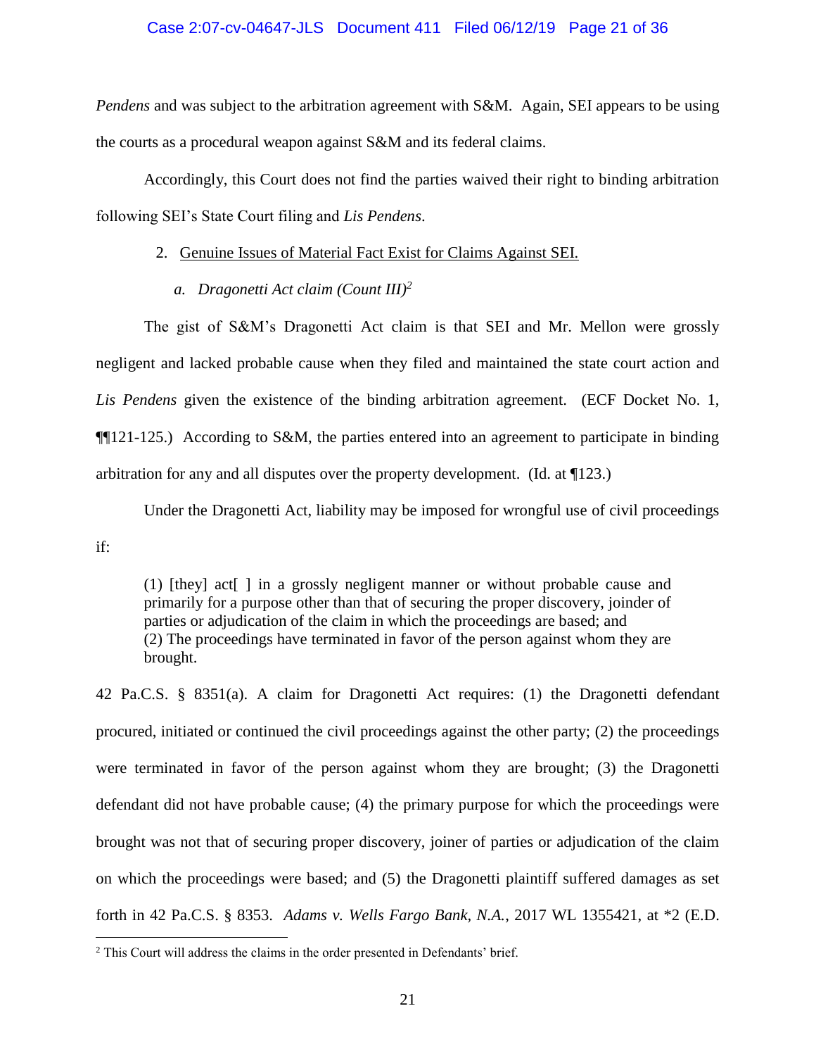*Pendens* and was subject to the arbitration agreement with S&M. Again, SEI appears to be using the courts as a procedural weapon against S&M and its federal claims.

Accordingly, this Court does not find the parties waived their right to binding arbitration following SEI's State Court filing and *Lis Pendens*.

2. <u>Genuine Issues of Material Fact Exist for Claims Against SEI.</u>

*a. Dragonetti Act claim (Count III)*[2]

The gist of S&M's Dragonetti Act claim is that SEI and Mr. Mellon were grossly negligent and lacked probable cause when they filed and maintained the state court action and *Lis Pendens* given the existence of the binding arbitration agreement. (ECF Docket No. 1, ¶¶121-125.) According to S&M, the parties entered into an agreement to participate in binding arbitration for any and all disputes over the property development. (Id. at ¶123.)

Under the Dragonetti Act, liability may be imposed for wrongful use of civil proceedings if:

> (1) [they] act[ ] in a grossly negligent manner or without probable cause and primarily for a purpose other than that of securing the proper discovery, joinder of parties or adjudication of the claim in which the proceedings are based; and
> (2) The proceedings have terminated in favor of the person against whom they are brought.

42 Pa.C.S. § 8351(a). A claim for Dragonetti Act requires: (1) the Dragonetti defendant procured, initiated or continued the civil proceedings against the other party; (2) the proceedings were terminated in favor of the person against whom they are brought; (3) the Dragonetti defendant did not have probable cause; (4) the primary purpose for which the proceedings were brought was not that of securing proper discovery, joiner of parties or adjudication of the claim on which the proceedings were based; and (5) the Dragonetti plaintiff suffered damages as set forth in 42 Pa.C.S. § 8353. *Adams v. Wells Fargo Bank, N.A.*, 2017 WL 1355421, at *2 (E.D.

[2] This Court will address the claims in the order presented in Defendants' brief.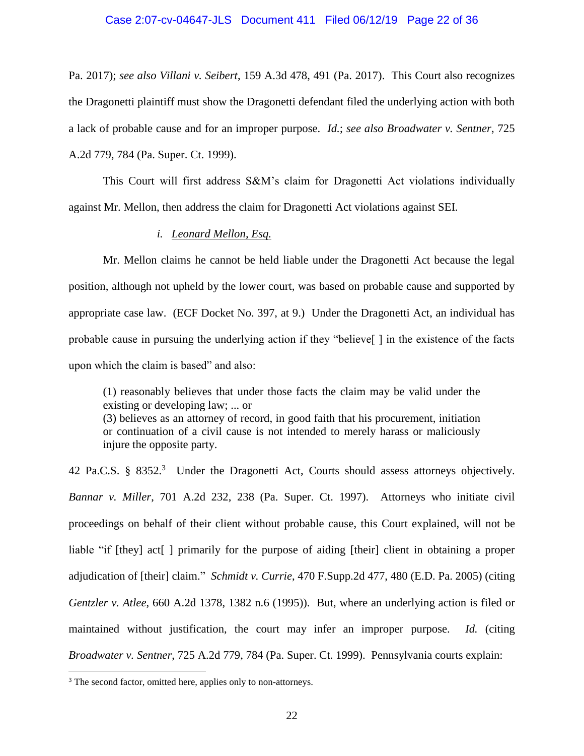Pa. 2017); *see also Villani v. Seibert*, 159 A.3d 478, 491 (Pa. 2017). This Court also recognizes the Dragonetti plaintiff must show the Dragonetti defendant filed the underlying action with both a lack of probable cause and for an improper purpose. *Id.*; *see also Broadwater v. Sentner*, 725 A.2d 779, 784 (Pa. Super. Ct. 1999).

This Court will first address S&M's claim for Dragonetti Act violations individually against Mr. Mellon, then address the claim for Dragonetti Act violations against SEI.

*i. Leonard Mellon, Esq.*

Mr. Mellon claims he cannot be held liable under the Dragonetti Act because the legal position, although not upheld by the lower court, was based on probable cause and supported by appropriate case law. (ECF Docket No. 397, at 9.) Under the Dragonetti Act, an individual has probable cause in pursuing the underlying action if they "believe[ ] in the existence of the facts upon which the claim is based" and also:

> (1) reasonably believes that under those facts the claim may be valid under the existing or developing law; ... or
> (3) believes as an attorney of record, in good faith that his procurement, initiation or continuation of a civil cause is not intended to merely harass or maliciously injure the opposite party.

42 Pa.C.S. § 8352.[3] Under the Dragonetti Act, Courts should assess attorneys objectively. *Bannar v. Miller*, 701 A.2d 232, 238 (Pa. Super. Ct. 1997). Attorneys who initiate civil proceedings on behalf of their client without probable cause, this Court explained, will not be liable "if [they] act[ ] primarily for the purpose of aiding [their] client in obtaining a proper adjudication of [their] claim." *Schmidt v. Currie*, 470 F.Supp.2d 477, 480 (E.D. Pa. 2005) (citing *Gentzler v. Atlee*, 660 A.2d 1378, 1382 n.6 (1995)). But, where an underlying action is filed or maintained without justification, the court may infer an improper purpose. *Id.* (citing *Broadwater v. Sentner*, 725 A.2d 779, 784 (Pa. Super. Ct. 1999). Pennsylvania courts explain:

[3] The second factor, omitted here, applies only to non-attorneys.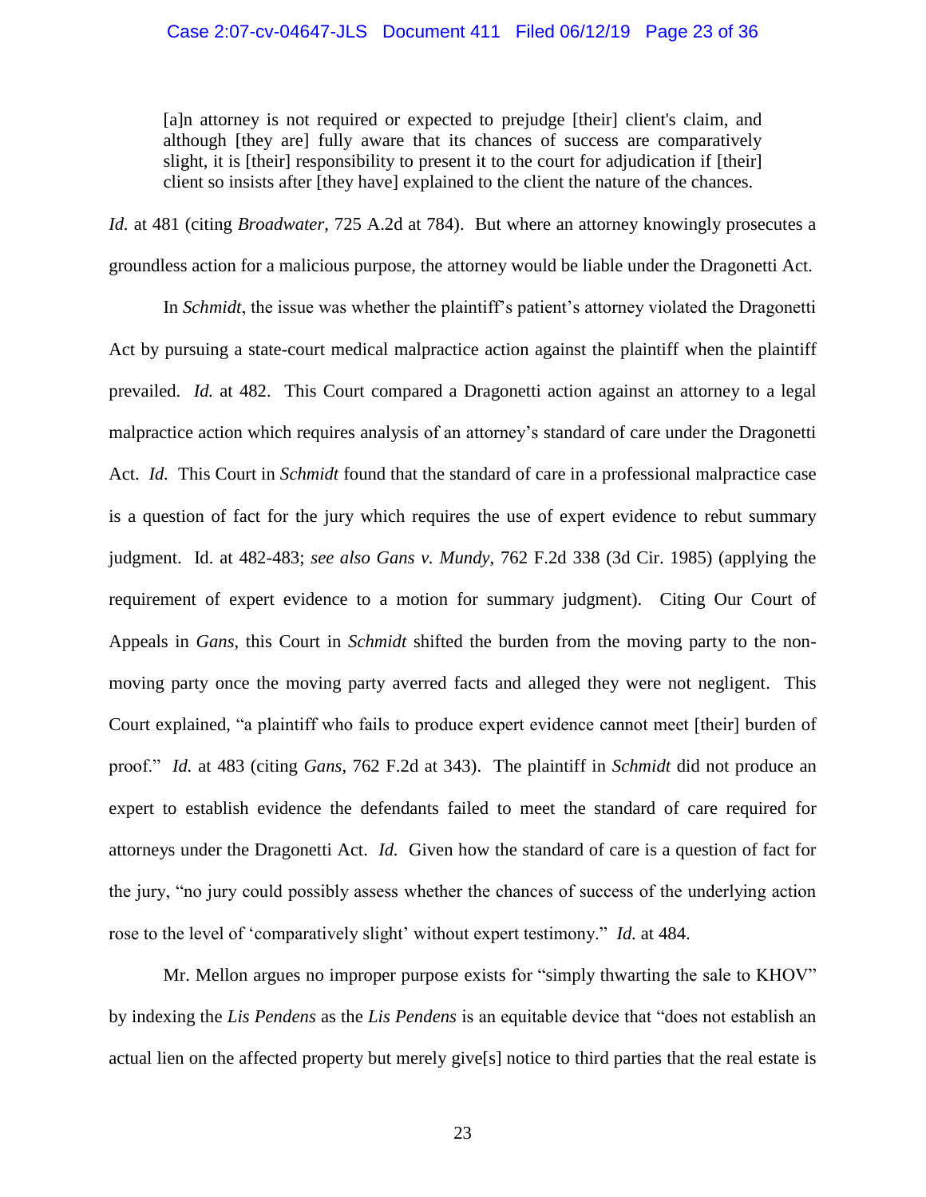> [a]n attorney is not required or expected to prejudge [their] client's claim, and although [they are] fully aware that its chances of success are comparatively slight, it is [their] responsibility to present it to the court for adjudication if [their] client so insists after [they have] explained to the client the nature of the chances.

*Id.* at 481 (citing *Broadwater*, 725 A.2d at 784). But where an attorney knowingly prosecutes a groundless action for a malicious purpose, the attorney would be liable under the Dragonetti Act.

In *Schmidt*, the issue was whether the plaintiff's patient's attorney violated the Dragonetti Act by pursuing a state-court medical malpractice action against the plaintiff when the plaintiff prevailed. *Id.* at 482. This Court compared a Dragonetti action against an attorney to a legal malpractice action which requires analysis of an attorney's standard of care under the Dragonetti Act. *Id.* This Court in *Schmidt* found that the standard of care in a professional malpractice case is a question of fact for the jury which requires the use of expert evidence to rebut summary judgment. Id. at 482-483; *see also Gans v. Mundy*, 762 F.2d 338 (3d Cir. 1985) (applying the requirement of expert evidence to a motion for summary judgment). Citing Our Court of Appeals in *Gans*, this Court in *Schmidt* shifted the burden from the moving party to the non-moving party once the moving party averred facts and alleged they were not negligent. This Court explained, "a plaintiff who fails to produce expert evidence cannot meet [their] burden of proof." *Id.* at 483 (citing *Gans*, 762 F.2d at 343). The plaintiff in *Schmidt* did not produce an expert to establish evidence the defendants failed to meet the standard of care required for attorneys under the Dragonetti Act. *Id.* Given how the standard of care is a question of fact for the jury, "no jury could possibly assess whether the chances of success of the underlying action rose to the level of 'comparatively slight' without expert testimony." *Id.* at 484.

Mr. Mellon argues no improper purpose exists for "simply thwarting the sale to KHOV" by indexing the *Lis Pendens* as the *Lis Pendens* is an equitable device that "does not establish an actual lien on the affected property but merely give[s] notice to third parties that the real estate is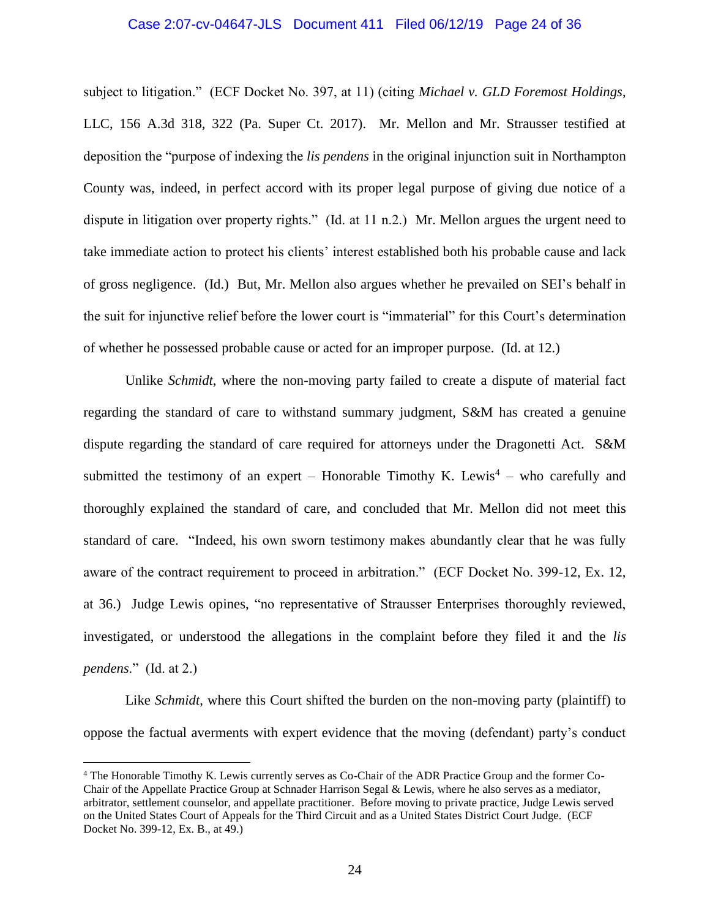subject to litigation." (ECF Docket No. 397, at 11) (citing *Michael v. GLD Foremost Holdings*, LLC, 156 A.3d 318, 322 (Pa. Super Ct. 2017). Mr. Mellon and Mr. Strausser testified at deposition the "purpose of indexing the *lis pendens* in the original injunction suit in Northampton County was, indeed, in perfect accord with its proper legal purpose of giving due notice of a dispute in litigation over property rights." (Id. at 11 n.2.) Mr. Mellon argues the urgent need to take immediate action to protect his clients' interest established both his probable cause and lack of gross negligence. (Id.) But, Mr. Mellon also argues whether he prevailed on SEI's behalf in the suit for injunctive relief before the lower court is "immaterial" for this Court's determination of whether he possessed probable cause or acted for an improper purpose. (Id. at 12.)

Unlike *Schmidt*, where the non-moving party failed to create a dispute of material fact regarding the standard of care to withstand summary judgment, S&M has created a genuine dispute regarding the standard of care required for attorneys under the Dragonetti Act. S&M submitted the testimony of an expert – Honorable Timothy K. Lewis[4] – who carefully and thoroughly explained the standard of care, and concluded that Mr. Mellon did not meet this standard of care. "Indeed, his own sworn testimony makes abundantly clear that he was fully aware of the contract requirement to proceed in arbitration." (ECF Docket No. 399-12, Ex. 12, at 36.) Judge Lewis opines, "no representative of Strausser Enterprises thoroughly reviewed, investigated, or understood the allegations in the complaint before they filed it and the *lis pendens*." (Id. at 2.)

Like *Schmidt*, where this Court shifted the burden on the non-moving party (plaintiff) to oppose the factual averments with expert evidence that the moving (defendant) party's conduct

[4] The Honorable Timothy K. Lewis currently serves as Co-Chair of the ADR Practice Group and the former Co-Chair of the Appellate Practice Group at Schnader Harrison Segal & Lewis, where he also serves as a mediator, arbitrator, settlement counselor, and appellate practitioner. Before moving to private practice, Judge Lewis served on the United States Court of Appeals for the Third Circuit and as a United States District Court Judge. (ECF Docket No. 399-12, Ex. B., at 49.)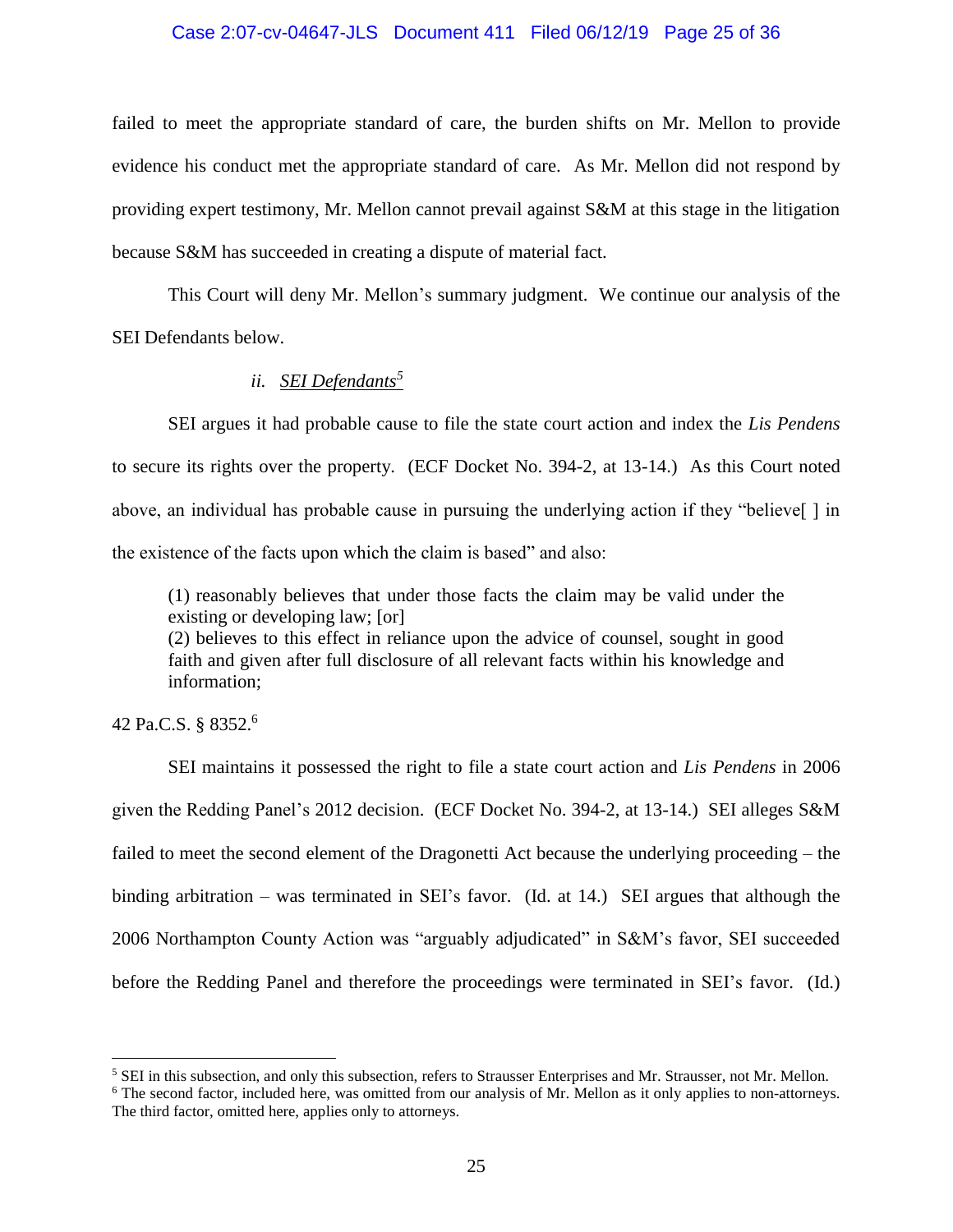failed to meet the appropriate standard of care, the burden shifts on Mr. Mellon to provide evidence his conduct met the appropriate standard of care. As Mr. Mellon did not respond by providing expert testimony, Mr. Mellon cannot prevail against S&M at this stage in the litigation because S&M has succeeded in creating a dispute of material fact.

This Court will deny Mr. Mellon's summary judgment. We continue our analysis of the SEI Defendants below.

### ii. SEI Defendants[5]

SEI argues it had probable cause to file the state court action and index the *Lis Pendens* to secure its rights over the property. (ECF Docket No. 394-2, at 13-14.) As this Court noted above, an individual has probable cause in pursuing the underlying action if they "believe[ ] in the existence of the facts upon which the claim is based" and also:

> (1) reasonably believes that under those facts the claim may be valid under the existing or developing law; [or]
> (2) believes to this effect in reliance upon the advice of counsel, sought in good faith and given after full disclosure of all relevant facts within his knowledge and information;

42 Pa.C.S. § 8352.[6]

SEI maintains it possessed the right to file a state court action and *Lis Pendens* in 2006 given the Redding Panel's 2012 decision. (ECF Docket No. 394-2, at 13-14.) SEI alleges S&M failed to meet the second element of the Dragonetti Act because the underlying proceeding – the binding arbitration – was terminated in SEI's favor. (Id. at 14.) SEI argues that although the 2006 Northampton County Action was "arguably adjudicated" in S&M's favor, SEI succeeded before the Redding Panel and therefore the proceedings were terminated in SEI's favor. (Id.)

---

[5] SEI in this subsection, and only this subsection, refers to Strausser Enterprises and Mr. Strausser, not Mr. Mellon.

[6] The second factor, included here, was omitted from our analysis of Mr. Mellon as it only applies to non-attorneys. The third factor, omitted here, applies only to attorneys.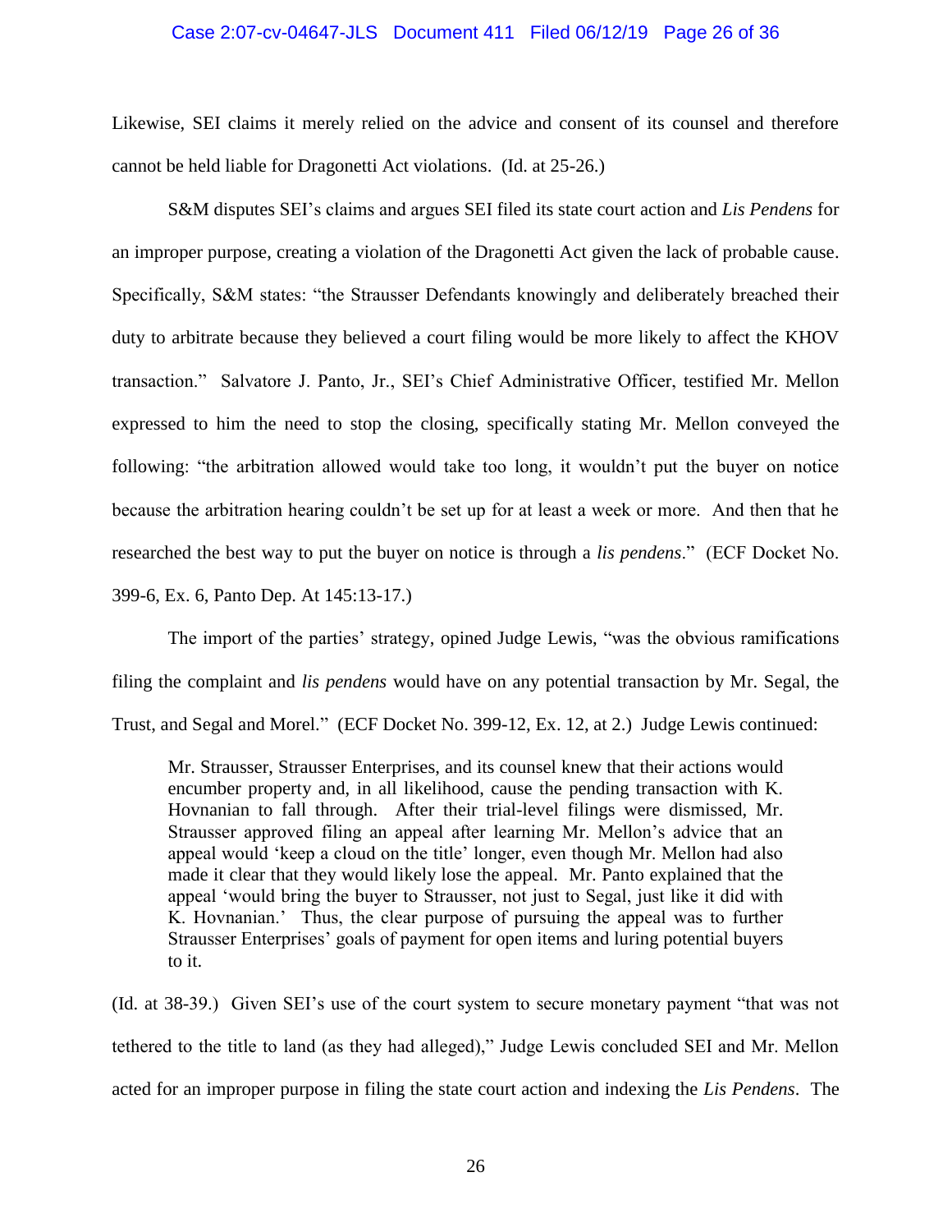Likewise, SEI claims it merely relied on the advice and consent of its counsel and therefore cannot be held liable for Dragonetti Act violations. (Id. at 25-26.)

S&M disputes SEI's claims and argues SEI filed its state court action and *Lis Pendens* for an improper purpose, creating a violation of the Dragonetti Act given the lack of probable cause. Specifically, S&M states: "the Strausser Defendants knowingly and deliberately breached their duty to arbitrate because they believed a court filing would be more likely to affect the KHOV transaction." Salvatore J. Panto, Jr., SEI's Chief Administrative Officer, testified Mr. Mellon expressed to him the need to stop the closing, specifically stating Mr. Mellon conveyed the following: "the arbitration allowed would take too long, it wouldn't put the buyer on notice because the arbitration hearing couldn't be set up for at least a week or more. And then that he researched the best way to put the buyer on notice is through a *lis pendens*." (ECF Docket No. 399-6, Ex. 6, Panto Dep. At 145:13-17.)

The import of the parties' strategy, opined Judge Lewis, "was the obvious ramifications filing the complaint and *lis pendens* would have on any potential transaction by Mr. Segal, the Trust, and Segal and Morel." (ECF Docket No. 399-12, Ex. 12, at 2.) Judge Lewis continued:

> Mr. Strausser, Strausser Enterprises, and its counsel knew that their actions would encumber property and, in all likelihood, cause the pending transaction with K. Hovnanian to fall through. After their trial-level filings were dismissed, Mr. Strausser approved filing an appeal after learning Mr. Mellon's advice that an appeal would 'keep a cloud on the title' longer, even though Mr. Mellon had also made it clear that they would likely lose the appeal. Mr. Panto explained that the appeal 'would bring the buyer to Strausser, not just to Segal, just like it did with K. Hovnanian.' Thus, the clear purpose of pursuing the appeal was to further Strausser Enterprises' goals of payment for open items and luring potential buyers to it.

(Id. at 38-39.) Given SEI's use of the court system to secure monetary payment "that was not tethered to the title to land (as they had alleged)," Judge Lewis concluded SEI and Mr. Mellon acted for an improper purpose in filing the state court action and indexing the *Lis Pendens*. The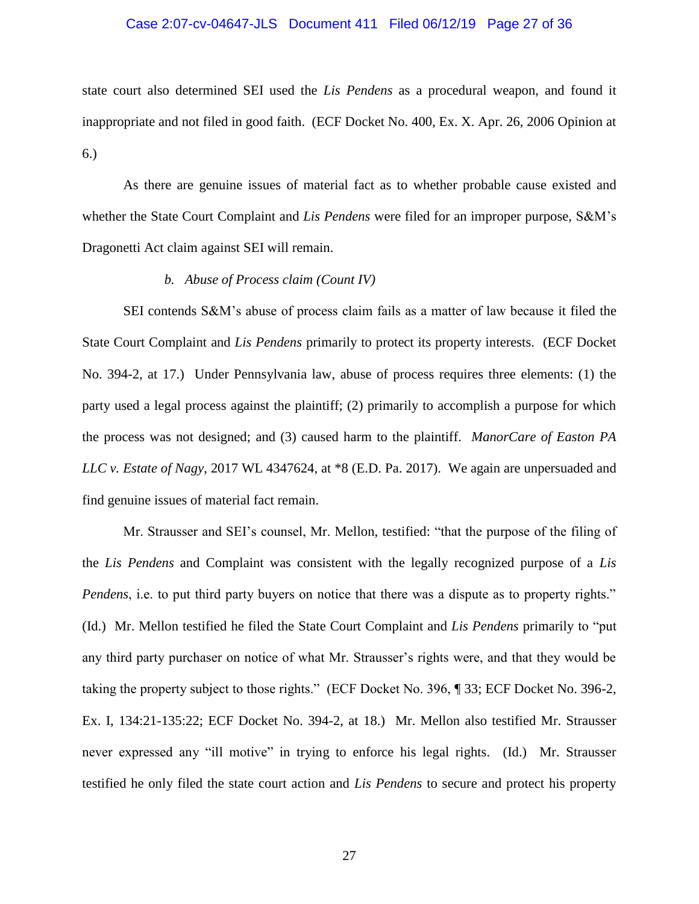state court also determined SEI used the *Lis Pendens* as a procedural weapon, and found it inappropriate and not filed in good faith. (ECF Docket No. 400, Ex. X. Apr. 26, 2006 Opinion at 6.)

As there are genuine issues of material fact as to whether probable cause existed and whether the State Court Complaint and *Lis Pendens* were filed for an improper purpose, S&M's Dragonetti Act claim against SEI will remain.

*b. Abuse of Process claim (Count IV)*

SEI contends S&M's abuse of process claim fails as a matter of law because it filed the State Court Complaint and *Lis Pendens* primarily to protect its property interests. (ECF Docket No. 394-2, at 17.) Under Pennsylvania law, abuse of process requires three elements: (1) the party used a legal process against the plaintiff; (2) primarily to accomplish a purpose for which the process was not designed; and (3) caused harm to the plaintiff. *ManorCare of Easton PA LLC v. Estate of Nagy*, 2017 WL 4347624, at *8 (E.D. Pa. 2017). We again are unpersuaded and find genuine issues of material fact remain.

Mr. Strausser and SEI's counsel, Mr. Mellon, testified: "that the purpose of the filing of the *Lis Pendens* and Complaint was consistent with the legally recognized purpose of a *Lis Pendens*, i.e. to put third party buyers on notice that there was a dispute as to property rights." (Id.) Mr. Mellon testified he filed the State Court Complaint and *Lis Pendens* primarily to "put any third party purchaser on notice of what Mr. Strausser's rights were, and that they would be taking the property subject to those rights." (ECF Docket No. 396, ¶ 33; ECF Docket No. 396-2, Ex. I, 134:21-135:22; ECF Docket No. 394-2, at 18.) Mr. Mellon also testified Mr. Strausser never expressed any "ill motive" in trying to enforce his legal rights. (Id.) Mr. Strausser testified he only filed the state court action and *Lis Pendens* to secure and protect his property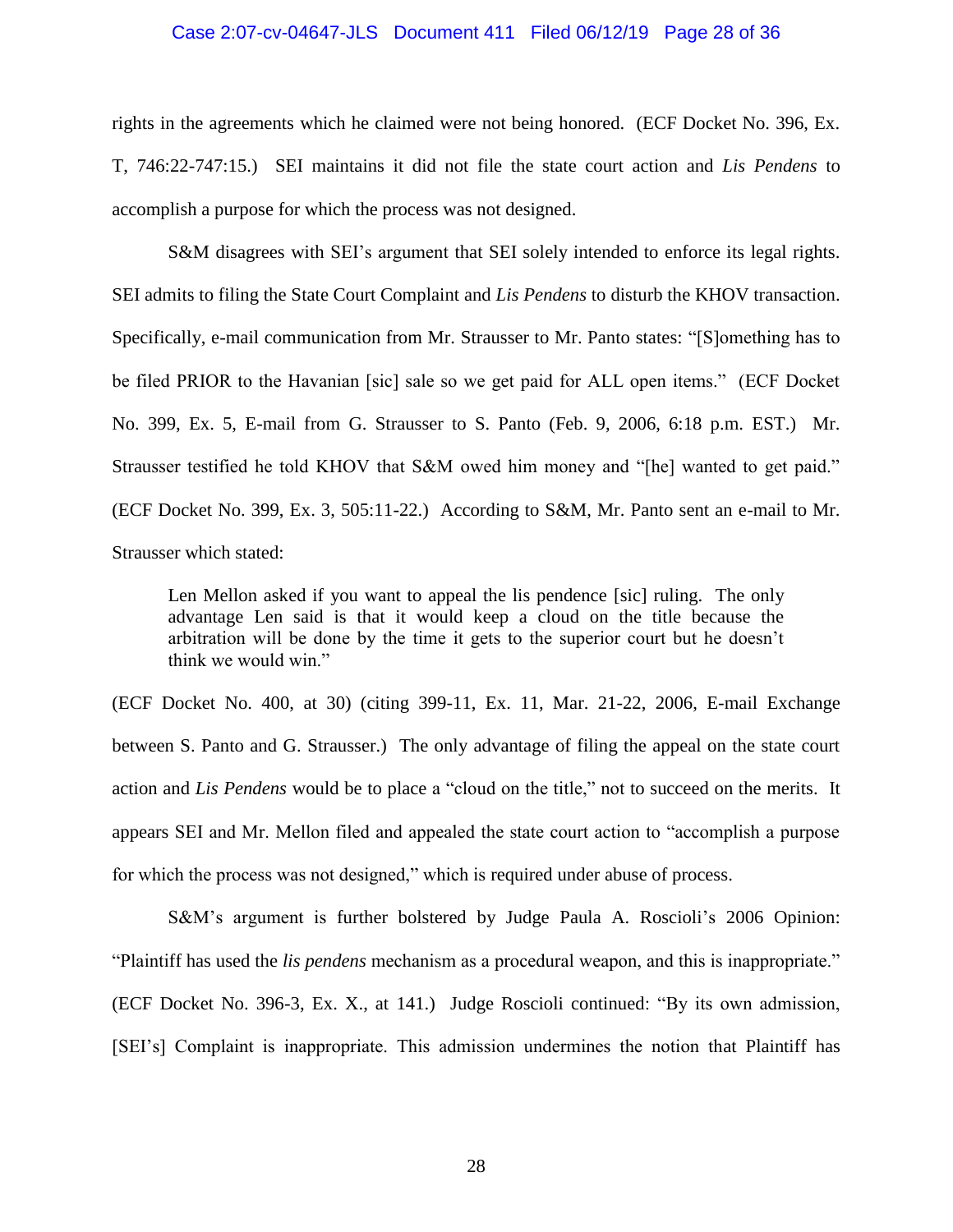rights in the agreements which he claimed were not being honored. (ECF Docket No. 396, Ex. T, 746:22-747:15.) SEI maintains it did not file the state court action and *Lis Pendens* to accomplish a purpose for which the process was not designed.

S&M disagrees with SEI's argument that SEI solely intended to enforce its legal rights. SEI admits to filing the State Court Complaint and *Lis Pendens* to disturb the KHOV transaction. Specifically, e-mail communication from Mr. Strausser to Mr. Panto states: "[S]omething has to be filed PRIOR to the Havanian [sic] sale so we get paid for ALL open items." (ECF Docket No. 399, Ex. 5, E-mail from G. Strausser to S. Panto (Feb. 9, 2006, 6:18 p.m. EST.) Mr. Strausser testified he told KHOV that S&M owed him money and "[he] wanted to get paid." (ECF Docket No. 399, Ex. 3, 505:11-22.) According to S&M, Mr. Panto sent an e-mail to Mr. Strausser which stated:

> Len Mellon asked if you want to appeal the lis pendence [sic] ruling. The only advantage Len said is that it would keep a cloud on the title because the arbitration will be done by the time it gets to the superior court but he doesn't think we would win."

(ECF Docket No. 400, at 30) (citing 399-11, Ex. 11, Mar. 21-22, 2006, E-mail Exchange between S. Panto and G. Strausser.) The only advantage of filing the appeal on the state court action and *Lis Pendens* would be to place a "cloud on the title," not to succeed on the merits. It appears SEI and Mr. Mellon filed and appealed the state court action to "accomplish a purpose for which the process was not designed," which is required under abuse of process.

S&M's argument is further bolstered by Judge Paula A. Roscioli's 2006 Opinion: "Plaintiff has used the *lis pendens* mechanism as a procedural weapon, and this is inappropriate." (ECF Docket No. 396-3, Ex. X., at 141.) Judge Roscioli continued: "By its own admission, [SEI's] Complaint is inappropriate. This admission undermines the notion that Plaintiff has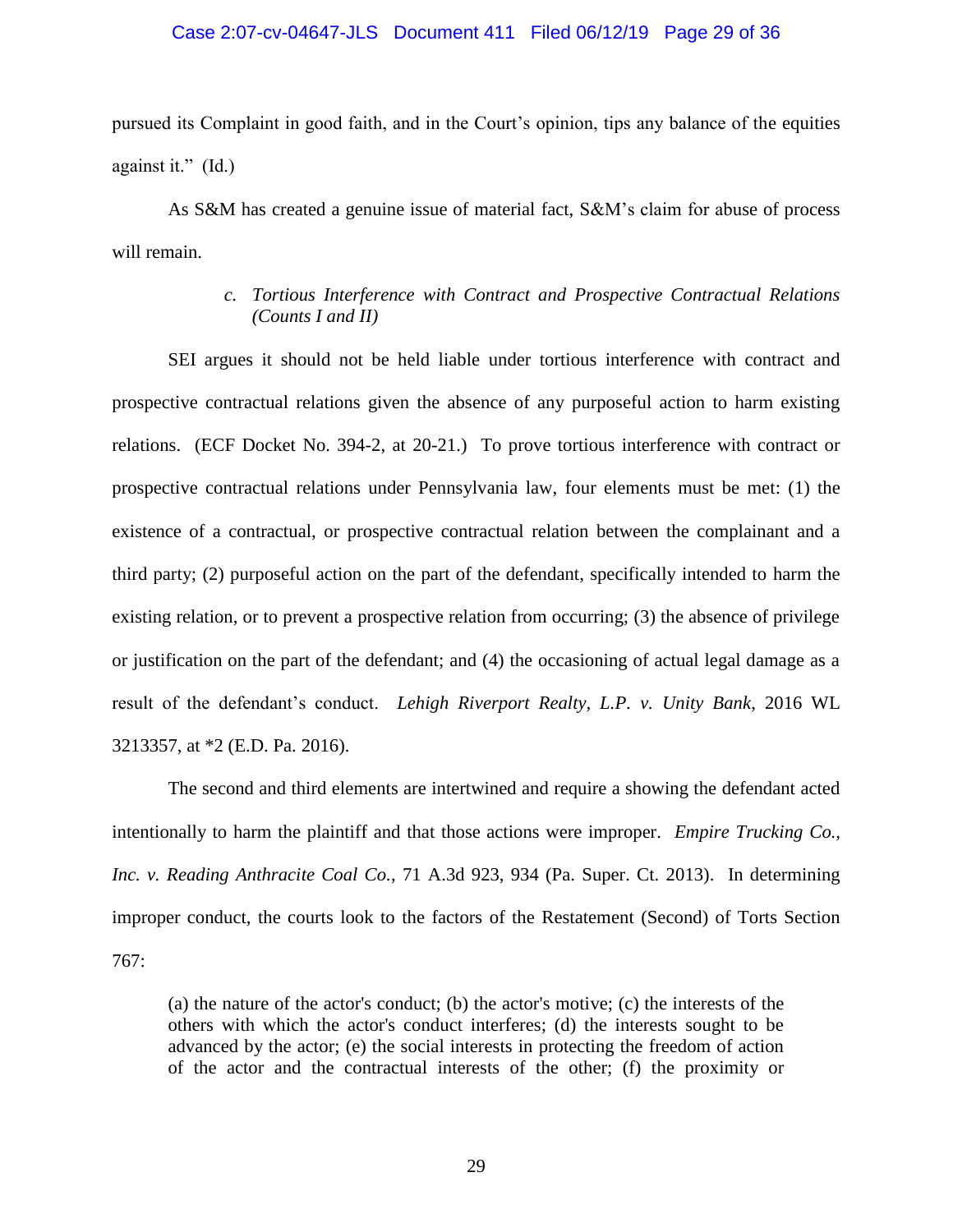pursued its Complaint in good faith, and in the Court's opinion, tips any balance of the equities against it." (Id.)

As S&M has created a genuine issue of material fact, S&M's claim for abuse of process will remain.

### *c. Tortious Interference with Contract and Prospective Contractual Relations (Counts I and II)*

SEI argues it should not be held liable under tortious interference with contract and prospective contractual relations given the absence of any purposeful action to harm existing relations. (ECF Docket No. 394-2, at 20-21.) To prove tortious interference with contract or prospective contractual relations under Pennsylvania law, four elements must be met: (1) the existence of a contractual, or prospective contractual relation between the complainant and a third party; (2) purposeful action on the part of the defendant, specifically intended to harm the existing relation, or to prevent a prospective relation from occurring; (3) the absence of privilege or justification on the part of the defendant; and (4) the occasioning of actual legal damage as a result of the defendant's conduct. *Lehigh Riverport Realty, L.P. v. Unity Bank*, 2016 WL 3213357, at *2 (E.D. Pa. 2016).

The second and third elements are intertwined and require a showing the defendant acted intentionally to harm the plaintiff and that those actions were improper. *Empire Trucking Co., Inc. v. Reading Anthracite Coal Co.*, 71 A.3d 923, 934 (Pa. Super. Ct. 2013). In determining improper conduct, the courts look to the factors of the Restatement (Second) of Torts Section 767:

> (a) the nature of the actor's conduct; (b) the actor's motive; (c) the interests of the others with which the actor's conduct interferes; (d) the interests sought to be advanced by the actor; (e) the social interests in protecting the freedom of action of the actor and the contractual interests of the other; (f) the proximity or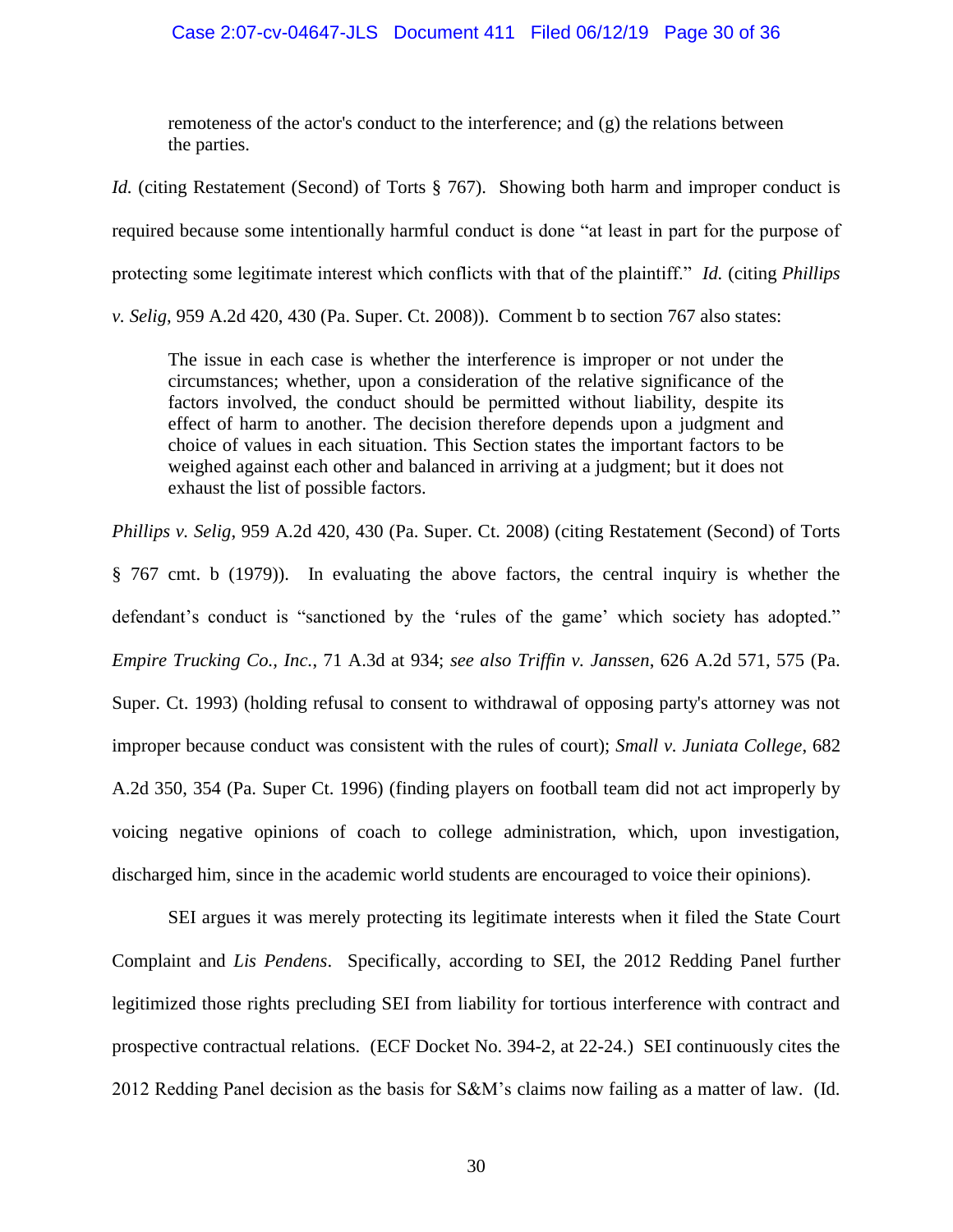remoteness of the actor's conduct to the interference; and (g) the relations between the parties.

*Id.* (citing Restatement (Second) of Torts § 767). Showing both harm and improper conduct is required because some intentionally harmful conduct is done "at least in part for the purpose of protecting some legitimate interest which conflicts with that of the plaintiff." *Id.* (citing *Phillips v. Selig*, 959 A.2d 420, 430 (Pa. Super. Ct. 2008)). Comment b to section 767 also states:

> The issue in each case is whether the interference is improper or not under the circumstances; whether, upon a consideration of the relative significance of the factors involved, the conduct should be permitted without liability, despite its effect of harm to another. The decision therefore depends upon a judgment and choice of values in each situation. This Section states the important factors to be weighed against each other and balanced in arriving at a judgment; but it does not exhaust the list of possible factors.

*Phillips v. Selig*, 959 A.2d 420, 430 (Pa. Super. Ct. 2008) (citing Restatement (Second) of Torts § 767 cmt. b (1979)). In evaluating the above factors, the central inquiry is whether the defendant's conduct is "sanctioned by the 'rules of the game' which society has adopted." *Empire Trucking Co., Inc.*, 71 A.3d at 934; *see also Triffin v. Janssen*, 626 A.2d 571, 575 (Pa. Super. Ct. 1993) (holding refusal to consent to withdrawal of opposing party's attorney was not improper because conduct was consistent with the rules of court); *Small v. Juniata College*, 682 A.2d 350, 354 (Pa. Super Ct. 1996) (finding players on football team did not act improperly by voicing negative opinions of coach to college administration, which, upon investigation, discharged him, since in the academic world students are encouraged to voice their opinions).

SEI argues it was merely protecting its legitimate interests when it filed the State Court Complaint and *Lis Pendens*. Specifically, according to SEI, the 2012 Redding Panel further legitimized those rights precluding SEI from liability for tortious interference with contract and prospective contractual relations. (ECF Docket No. 394-2, at 22-24.) SEI continuously cites the 2012 Redding Panel decision as the basis for S&M's claims now failing as a matter of law. (Id.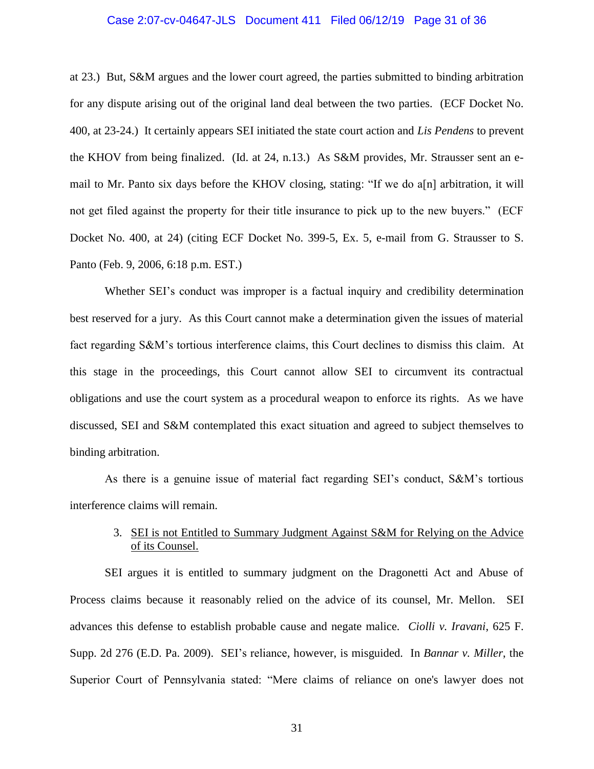at 23.) But, S&M argues and the lower court agreed, the parties submitted to binding arbitration for any dispute arising out of the original land deal between the two parties. (ECF Docket No. 400, at 23-24.) It certainly appears SEI initiated the state court action and *Lis Pendens* to prevent the KHOV from being finalized. (Id. at 24, n.13.) As S&M provides, Mr. Strausser sent an e-mail to Mr. Panto six days before the KHOV closing, stating: "If we do a[n] arbitration, it will not get filed against the property for their title insurance to pick up to the new buyers." (ECF Docket No. 400, at 24) (citing ECF Docket No. 399-5, Ex. 5, e-mail from G. Strausser to S. Panto (Feb. 9, 2006, 6:18 p.m. EST.)

Whether SEI's conduct was improper is a factual inquiry and credibility determination best reserved for a jury. As this Court cannot make a determination given the issues of material fact regarding S&M's tortious interference claims, this Court declines to dismiss this claim. At this stage in the proceedings, this Court cannot allow SEI to circumvent its contractual obligations and use the court system as a procedural weapon to enforce its rights. As we have discussed, SEI and S&M contemplated this exact situation and agreed to subject themselves to binding arbitration.

As there is a genuine issue of material fact regarding SEI's conduct, S&M's tortious interference claims will remain.

3. <u>SEI is not Entitled to Summary Judgment Against S&M for Relying on the Advice of its Counsel.</u>

SEI argues it is entitled to summary judgment on the Dragonetti Act and Abuse of Process claims because it reasonably relied on the advice of its counsel, Mr. Mellon. SEI advances this defense to establish probable cause and negate malice. *Ciolli v. Iravani*, 625 F. Supp. 2d 276 (E.D. Pa. 2009). SEI's reliance, however, is misguided. In *Bannar v. Miller*, the Superior Court of Pennsylvania stated: "Mere claims of reliance on one's lawyer does not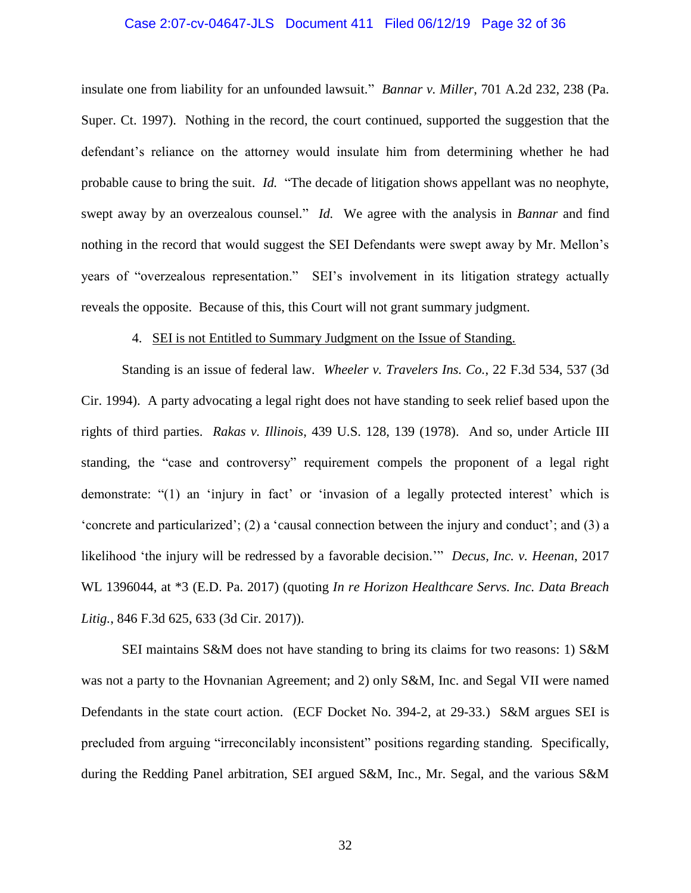insulate one from liability for an unfounded lawsuit." *Bannar v. Miller*, 701 A.2d 232, 238 (Pa. Super. Ct. 1997). Nothing in the record, the court continued, supported the suggestion that the defendant's reliance on the attorney would insulate him from determining whether he had probable cause to bring the suit. *Id.* "The decade of litigation shows appellant was no neophyte, swept away by an overzealous counsel." *Id.* We agree with the analysis in *Bannar* and find nothing in the record that would suggest the SEI Defendants were swept away by Mr. Mellon's years of "overzealous representation." SEI's involvement in its litigation strategy actually reveals the opposite. Because of this, this Court will not grant summary judgment.

4. <u>SEI is not Entitled to Summary Judgment on the Issue of Standing.</u>

Standing is an issue of federal law. *Wheeler v. Travelers Ins. Co.*, 22 F.3d 534, 537 (3d Cir. 1994). A party advocating a legal right does not have standing to seek relief based upon the rights of third parties. *Rakas v. Illinois*, 439 U.S. 128, 139 (1978). And so, under Article III standing, the "case and controversy" requirement compels the proponent of a legal right demonstrate: "(1) an 'injury in fact' or 'invasion of a legally protected interest' which is 'concrete and particularized'; (2) a 'causal connection between the injury and conduct'; and (3) a likelihood 'the injury will be redressed by a favorable decision.'" *Decus, Inc. v. Heenan*, 2017 WL 1396044, at *3 (E.D. Pa. 2017) (quoting *In re Horizon Healthcare Servs. Inc. Data Breach Litig.*, 846 F.3d 625, 633 (3d Cir. 2017)).

SEI maintains S&M does not have standing to bring its claims for two reasons: 1) S&M was not a party to the Hovnanian Agreement; and 2) only S&M, Inc. and Segal VII were named Defendants in the state court action. (ECF Docket No. 394-2, at 29-33.) S&M argues SEI is precluded from arguing "irreconcilably inconsistent" positions regarding standing. Specifically, during the Redding Panel arbitration, SEI argued S&M, Inc., Mr. Segal, and the various S&M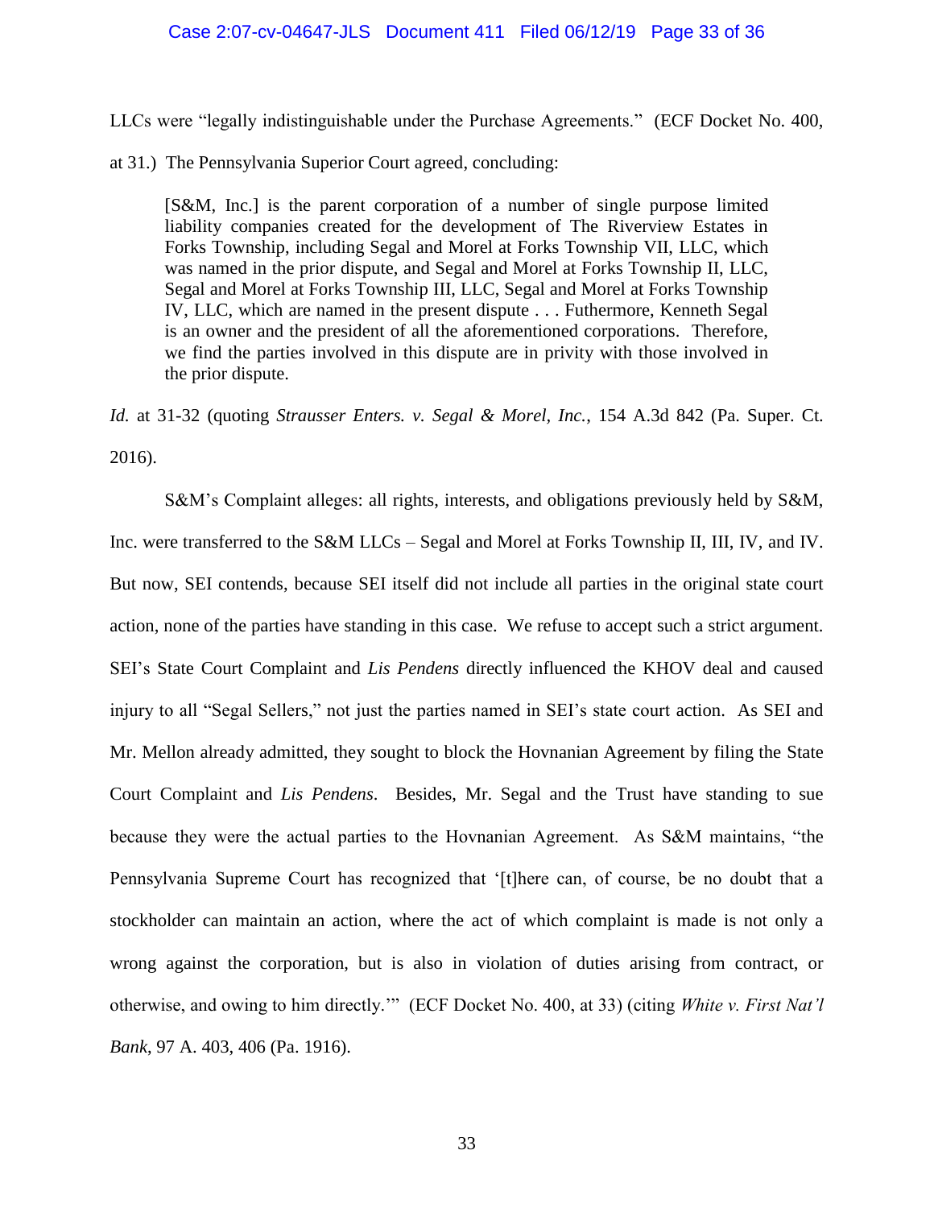LLCs were "legally indistinguishable under the Purchase Agreements." (ECF Docket No. 400, at 31.) The Pennsylvania Superior Court agreed, concluding:

> [S&M, Inc.] is the parent corporation of a number of single purpose limited liability companies created for the development of The Riverview Estates in Forks Township, including Segal and Morel at Forks Township VII, LLC, which was named in the prior dispute, and Segal and Morel at Forks Township II, LLC, Segal and Morel at Forks Township III, LLC, Segal and Morel at Forks Township IV, LLC, which are named in the present dispute . . . Futhermore, Kenneth Segal is an owner and the president of all the aforementioned corporations. Therefore, we find the parties involved in this dispute are in privity with those involved in the prior dispute.

*Id.* at 31-32 (quoting *Strausser Enters. v. Segal & Morel, Inc.*, 154 A.3d 842 (Pa. Super. Ct. 2016).

S&M's Complaint alleges: all rights, interests, and obligations previously held by S&M, Inc. were transferred to the S&M LLCs – Segal and Morel at Forks Township II, III, IV, and IV. But now, SEI contends, because SEI itself did not include all parties in the original state court action, none of the parties have standing in this case. We refuse to accept such a strict argument. SEI's State Court Complaint and *Lis Pendens* directly influenced the KHOV deal and caused injury to all "Segal Sellers," not just the parties named in SEI's state court action. As SEI and Mr. Mellon already admitted, they sought to block the Hovnanian Agreement by filing the State Court Complaint and *Lis Pendens*. Besides, Mr. Segal and the Trust have standing to sue because they were the actual parties to the Hovnanian Agreement. As S&M maintains, "the Pennsylvania Supreme Court has recognized that '[t]here can, of course, be no doubt that a stockholder can maintain an action, where the act of which complaint is made is not only a wrong against the corporation, but is also in violation of duties arising from contract, or otherwise, and owing to him directly.'" (ECF Docket No. 400, at 33) (citing *White v. First Nat'l Bank*, 97 A. 403, 406 (Pa. 1916).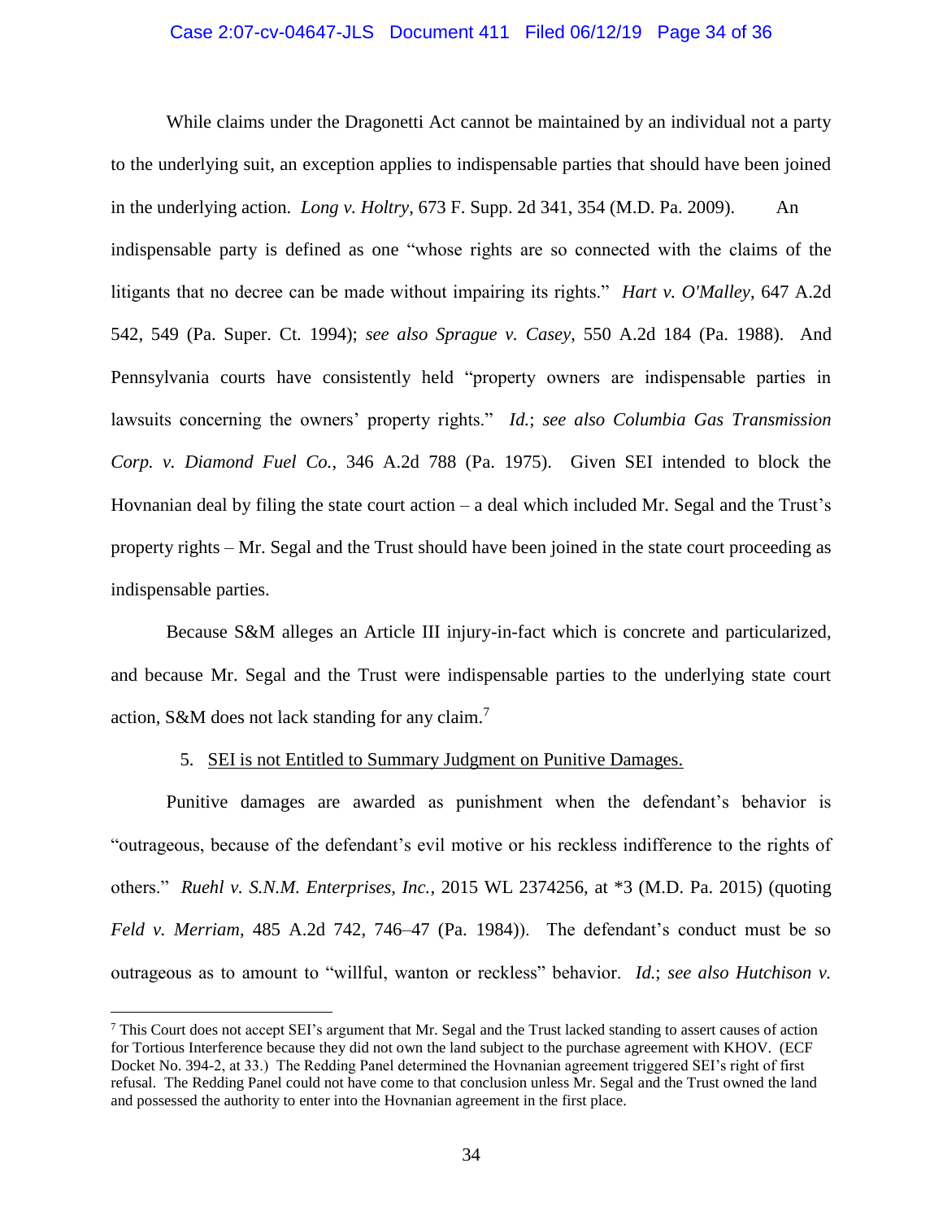While claims under the Dragonetti Act cannot be maintained by an individual not a party to the underlying suit, an exception applies to indispensable parties that should have been joined in the underlying action. *Long v. Holtry*, 673 F. Supp. 2d 341, 354 (M.D. Pa. 2009). An indispensable party is defined as one "whose rights are so connected with the claims of the litigants that no decree can be made without impairing its rights." *Hart v. O'Malley*, 647 A.2d 542, 549 (Pa. Super. Ct. 1994); *see also Sprague v. Casey*, 550 A.2d 184 (Pa. 1988). And Pennsylvania courts have consistently held "property owners are indispensable parties in lawsuits concerning the owners' property rights." *Id.*; *see also Columbia Gas Transmission Corp. v. Diamond Fuel Co.*, 346 A.2d 788 (Pa. 1975). Given SEI intended to block the Hovnanian deal by filing the state court action – a deal which included Mr. Segal and the Trust's property rights – Mr. Segal and the Trust should have been joined in the state court proceeding as indispensable parties.

Because S&M alleges an Article III injury-in-fact which is concrete and particularized, and because Mr. Segal and the Trust were indispensable parties to the underlying state court action, S&M does not lack standing for any claim.[7]

5. <u>SEI is not Entitled to Summary Judgment on Punitive Damages.</u>

Punitive damages are awarded as punishment when the defendant's behavior is "outrageous, because of the defendant's evil motive or his reckless indifference to the rights of others." *Ruehl v. S.N.M. Enterprises, Inc.*, 2015 WL 2374256, at \*3 (M.D. Pa. 2015) (quoting *Feld v. Merriam*, 485 A.2d 742, 746–47 (Pa. 1984)). The defendant's conduct must be so outrageous as to amount to "willful, wanton or reckless" behavior. *Id.*; *see also Hutchison v.*

---

[7] This Court does not accept SEI's argument that Mr. Segal and the Trust lacked standing to assert causes of action for Tortious Interference because they did not own the land subject to the purchase agreement with KHOV. (ECF Docket No. 394-2, at 33.) The Redding Panel determined the Hovnanian agreement triggered SEI's right of first refusal. The Redding Panel could not have come to that conclusion unless Mr. Segal and the Trust owned the land and possessed the authority to enter into the Hovnanian agreement in the first place.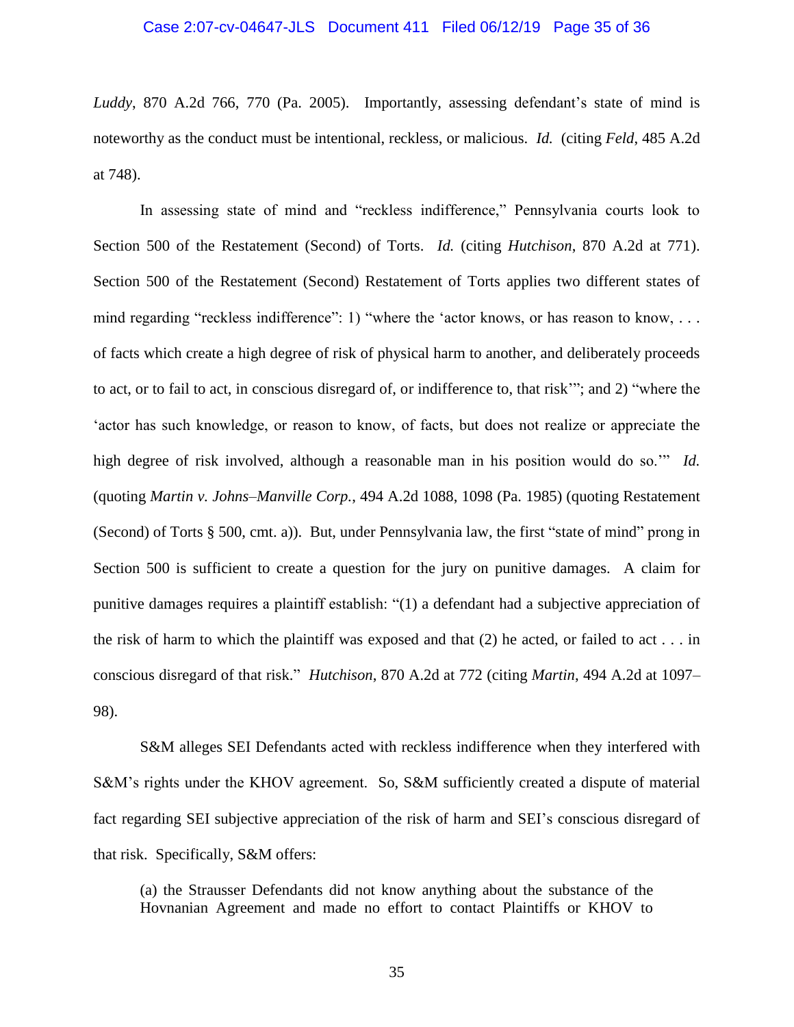*Luddy*, 870 A.2d 766, 770 (Pa. 2005). Importantly, assessing defendant's state of mind is noteworthy as the conduct must be intentional, reckless, or malicious. *Id.* (citing *Feld*, 485 A.2d at 748).

In assessing state of mind and "reckless indifference," Pennsylvania courts look to Section 500 of the Restatement (Second) of Torts. *Id.* (citing *Hutchison*, 870 A.2d at 771). Section 500 of the Restatement (Second) Restatement of Torts applies two different states of mind regarding "reckless indifference": 1) "where the 'actor knows, or has reason to know, . . . of facts which create a high degree of risk of physical harm to another, and deliberately proceeds to act, or to fail to act, in conscious disregard of, or indifference to, that risk'"; and 2) "where the 'actor has such knowledge, or reason to know, of facts, but does not realize or appreciate the high degree of risk involved, although a reasonable man in his position would do so.'" *Id.* (quoting *Martin v. Johns–Manville Corp.*, 494 A.2d 1088, 1098 (Pa. 1985) (quoting Restatement (Second) of Torts § 500, cmt. a)). But, under Pennsylvania law, the first "state of mind" prong in Section 500 is sufficient to create a question for the jury on punitive damages. A claim for punitive damages requires a plaintiff establish: "(1) a defendant had a subjective appreciation of the risk of harm to which the plaintiff was exposed and that (2) he acted, or failed to act . . . in conscious disregard of that risk." *Hutchison*, 870 A.2d at 772 (citing *Martin*, 494 A.2d at 1097–98).

S&M alleges SEI Defendants acted with reckless indifference when they interfered with S&M's rights under the KHOV agreement. So, S&M sufficiently created a dispute of material fact regarding SEI subjective appreciation of the risk of harm and SEI's conscious disregard of that risk. Specifically, S&M offers:

> (a) the Strausser Defendants did not know anything about the substance of the Hovnanian Agreement and made no effort to contact Plaintiffs or KHOV to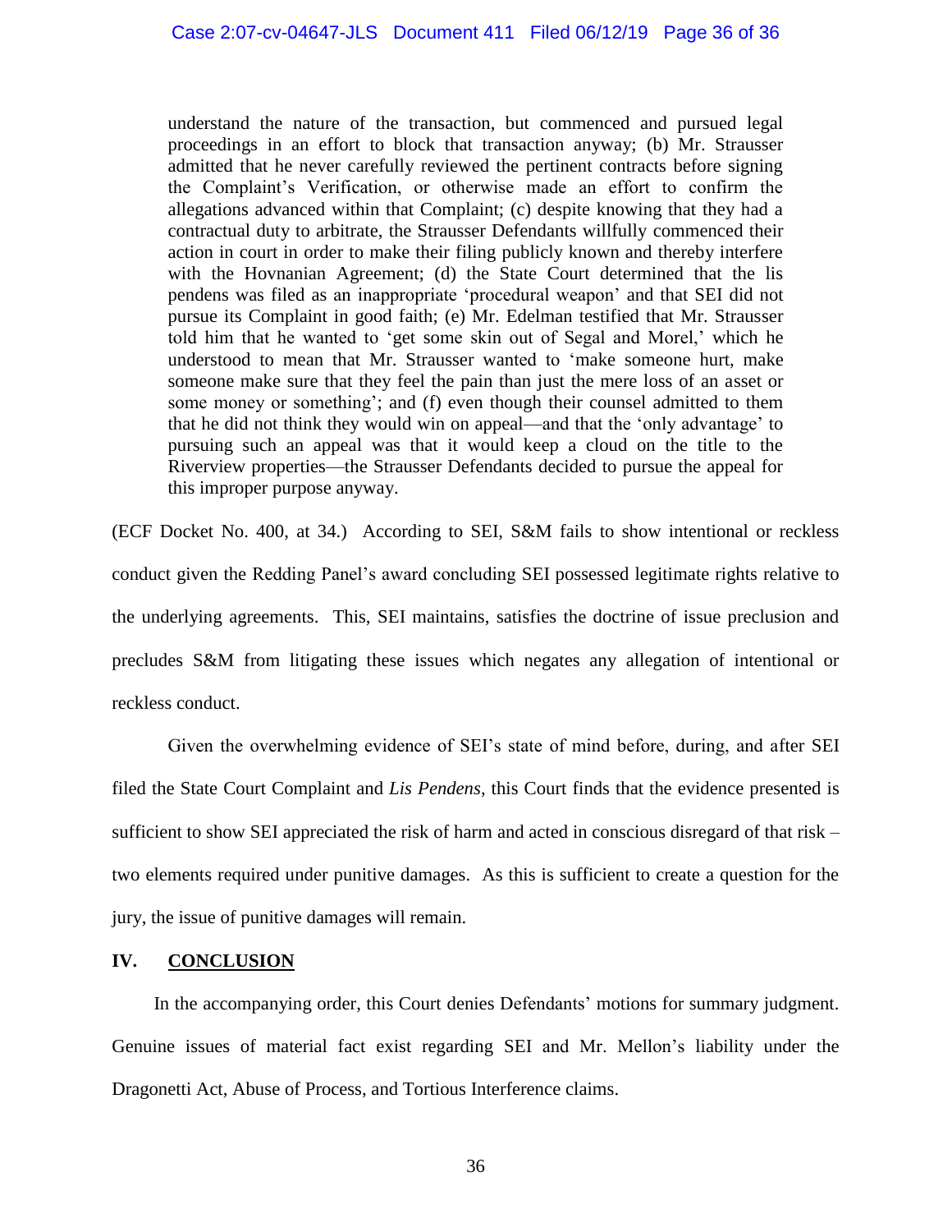> understand the nature of the transaction, but commenced and pursued legal proceedings in an effort to block that transaction anyway; (b) Mr. Strausser admitted that he never carefully reviewed the pertinent contracts before signing the Complaint's Verification, or otherwise made an effort to confirm the allegations advanced within that Complaint; (c) despite knowing that they had a contractual duty to arbitrate, the Strausser Defendants willfully commenced their action in court in order to make their filing publicly known and thereby interfere with the Hovnanian Agreement; (d) the State Court determined that the lis pendens was filed as an inappropriate 'procedural weapon' and that SEI did not pursue its Complaint in good faith; (e) Mr. Edelman testified that Mr. Strausser told him that he wanted to 'get some skin out of Segal and Morel,' which he understood to mean that Mr. Strausser wanted to 'make someone hurt, make someone make sure that they feel the pain than just the mere loss of an asset or some money or something'; and (f) even though their counsel admitted to them that he did not think they would win on appeal—and that the 'only advantage' to pursuing such an appeal was that it would keep a cloud on the title to the Riverview properties—the Strausser Defendants decided to pursue the appeal for this improper purpose anyway.

(ECF Docket No. 400, at 34.) According to SEI, S&M fails to show intentional or reckless conduct given the Redding Panel's award concluding SEI possessed legitimate rights relative to the underlying agreements. This, SEI maintains, satisfies the doctrine of issue preclusion and precludes S&M from litigating these issues which negates any allegation of intentional or reckless conduct.

Given the overwhelming evidence of SEI's state of mind before, during, and after SEI filed the State Court Complaint and *Lis Pendens*, this Court finds that the evidence presented is sufficient to show SEI appreciated the risk of harm and acted in conscious disregard of that risk – two elements required under punitive damages. As this is sufficient to create a question for the jury, the issue of punitive damages will remain.

## IV. CONCLUSION

In the accompanying order, this Court denies Defendants' motions for summary judgment. Genuine issues of material fact exist regarding SEI and Mr. Mellon's liability under the Dragonetti Act, Abuse of Process, and Tortious Interference claims.